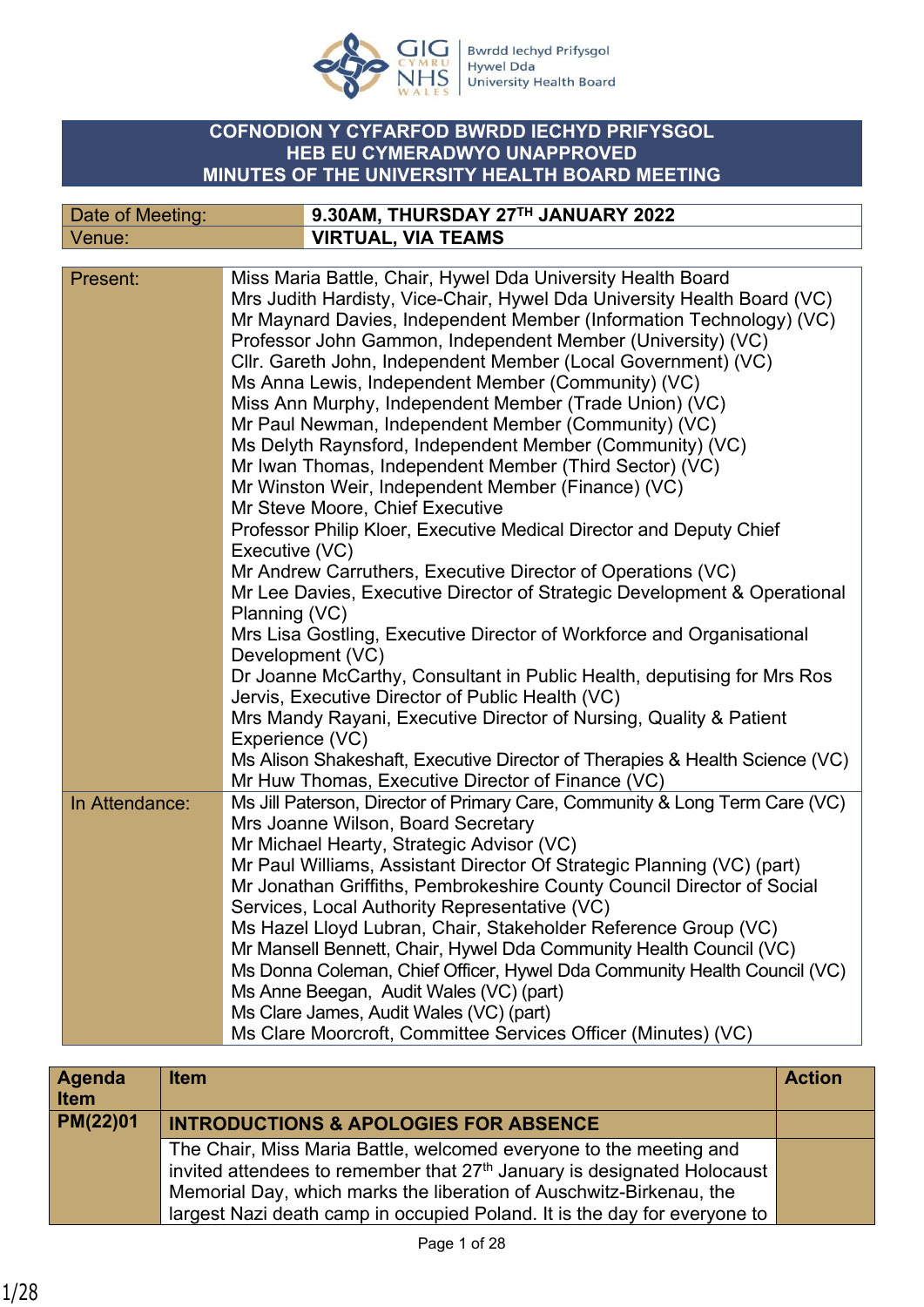Bwrdd Iechyd Prifysgol Hywel Dda University Health Board

# COFNODION Y CYFARFOD BWRDD IECHYD PRIFYSGOL HEB EU CYMERADWYO UNAPPROVED MINUTES OF THE UNIVERSITY HEALTH BOARD MEETING

| | |
|---|---|
| Date of Meeting: | **9.30AM, THURSDAY 27TH JANUARY 2022** |
| Venue: | **VIRTUAL, VIA TEAMS** |

| | |
|---|---|
| Present: | Miss Maria Battle, Chair, Hywel Dda University Health Board<br>Mrs Judith Hardisty, Vice-Chair, Hywel Dda University Health Board (VC)<br>Mr Maynard Davies, Independent Member (Information Technology) (VC)<br>Professor John Gammon, Independent Member (University) (VC)<br>Cllr. Gareth John, Independent Member (Local Government) (VC)<br>Ms Anna Lewis, Independent Member (Community) (VC)<br>Miss Ann Murphy, Independent Member (Trade Union) (VC)<br>Mr Paul Newman, Independent Member (Community) (VC)<br>Ms Delyth Raynsford, Independent Member (Community) (VC)<br>Mr Iwan Thomas, Independent Member (Third Sector) (VC)<br>Mr Winston Weir, Independent Member (Finance) (VC)<br>Mr Steve Moore, Chief Executive<br>Professor Philip Kloer, Executive Medical Director and Deputy Chief Executive (VC)<br>Mr Andrew Carruthers, Executive Director of Operations (VC)<br>Mr Lee Davies, Executive Director of Strategic Development & Operational Planning (VC)<br>Mrs Lisa Gostling, Executive Director of Workforce and Organisational Development (VC)<br>Dr Joanne McCarthy, Consultant in Public Health, deputising for Mrs Ros Jervis, Executive Director of Public Health (VC)<br>Mrs Mandy Rayani, Executive Director of Nursing, Quality & Patient Experience (VC)<br>Ms Alison Shakeshaft, Executive Director of Therapies & Health Science (VC)<br>Mr Huw Thomas, Executive Director of Finance (VC) |
| In Attendance: | Ms Jill Paterson, Director of Primary Care, Community & Long Term Care (VC)<br>Mrs Joanne Wilson, Board Secretary<br>Mr Michael Hearty, Strategic Advisor (VC)<br>Mr Paul Williams, Assistant Director Of Strategic Planning (VC) (part)<br>Mr Jonathan Griffiths, Pembrokeshire County Council Director of Social Services, Local Authority Representative (VC)<br>Ms Hazel Lloyd Lubran, Chair, Stakeholder Reference Group (VC)<br>Mr Mansell Bennett, Chair, Hywel Dda Community Health Council (VC)<br>Ms Donna Coleman, Chief Officer, Hywel Dda Community Health Council (VC)<br>Ms Anne Beegan, Audit Wales (VC) (part)<br>Ms Clare James, Audit Wales (VC) (part)<br>Ms Clare Moorcroft, Committee Services Officer (Minutes) (VC) |

| Agenda Item | Item | Action |
|---|---|---|
| PM(22)01 | **INTRODUCTIONS & APOLOGIES FOR ABSENCE** | |
| | The Chair, Miss Maria Battle, welcomed everyone to the meeting and invited attendees to remember that 27th January is designated Holocaust Memorial Day, which marks the liberation of Auschwitz-Birkenau, the largest Nazi death camp in occupied Poland. It is the day for everyone to | |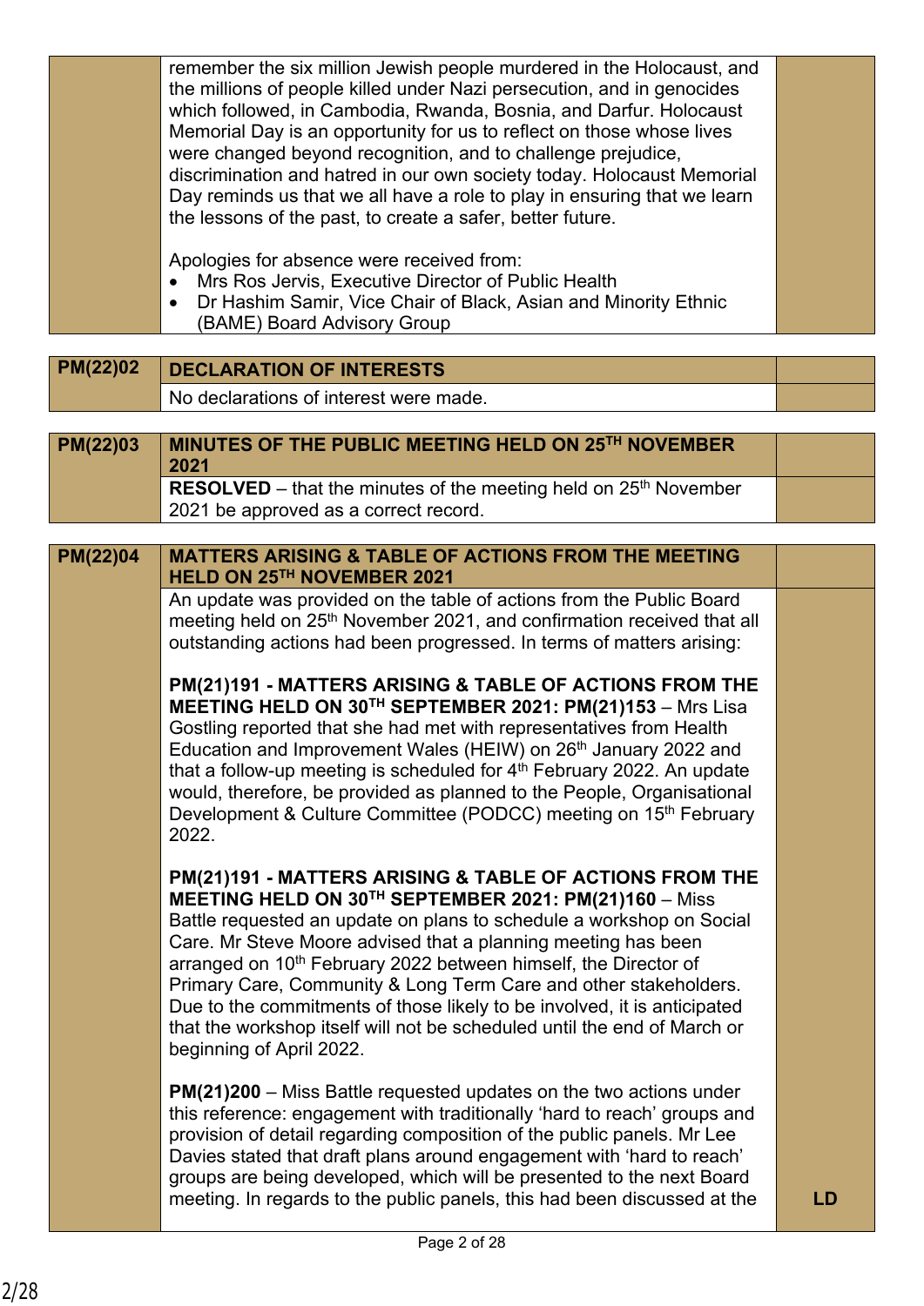| | | |
|---|---|---|
| | remember the six million Jewish people murdered in the Holocaust, and the millions of people killed under Nazi persecution, and in genocides which followed, in Cambodia, Rwanda, Bosnia, and Darfur. Holocaust Memorial Day is an opportunity for us to reflect on those whose lives were changed beyond recognition, and to challenge prejudice, discrimination and hatred in our own society today. Holocaust Memorial Day reminds us that we all have a role to play in ensuring that we learn the lessons of the past, to create a safer, better future.<br><br>Apologies for absence were received from:<br>• Mrs Ros Jervis, Executive Director of Public Health<br>• Dr Hashim Samir, Vice Chair of Black, Asian and Minority Ethnic (BAME) Board Advisory Group | |

| | | |
|---|---|---|
| **PM(22)02** | **DECLARATION OF INTERESTS** | |
| | No declarations of interest were made. | |

| | | |
|---|---|---|
| **PM(22)03** | **MINUTES OF THE PUBLIC MEETING HELD ON 25TH NOVEMBER 2021** | |
| | **RESOLVED** – that the minutes of the meeting held on 25th November 2021 be approved as a correct record. | |

| | | |
|---|---|---|
| **PM(22)04** | **MATTERS ARISING & TABLE OF ACTIONS FROM THE MEETING HELD ON 25TH NOVEMBER 2021** | |
| | An update was provided on the table of actions from the Public Board meeting held on 25th November 2021, and confirmation received that all outstanding actions had been progressed. In terms of matters arising:<br><br>**PM(21)191 - MATTERS ARISING & TABLE OF ACTIONS FROM THE MEETING HELD ON 30TH SEPTEMBER 2021: PM(21)153** – Mrs Lisa Gostling reported that she had met with representatives from Health Education and Improvement Wales (HEIW) on 26th January 2022 and that a follow-up meeting is scheduled for 4th February 2022. An update would, therefore, be provided as planned to the People, Organisational Development & Culture Committee (PODCC) meeting on 15th February 2022.<br><br>**PM(21)191 - MATTERS ARISING & TABLE OF ACTIONS FROM THE MEETING HELD ON 30TH SEPTEMBER 2021: PM(21)160** – Miss Battle requested an update on plans to schedule a workshop on Social Care. Mr Steve Moore advised that a planning meeting has been arranged on 10th February 2022 between himself, the Director of Primary Care, Community & Long Term Care and other stakeholders. Due to the commitments of those likely to be involved, it is anticipated that the workshop itself will not be scheduled until the end of March or beginning of April 2022.<br><br>**PM(21)200** – Miss Battle requested updates on the two actions under this reference: engagement with traditionally 'hard to reach' groups and provision of detail regarding composition of the public panels. Mr Lee Davies stated that draft plans around engagement with 'hard to reach' groups are being developed, which will be presented to the next Board meeting. In regards to the public panels, this had been discussed at the | **LD** |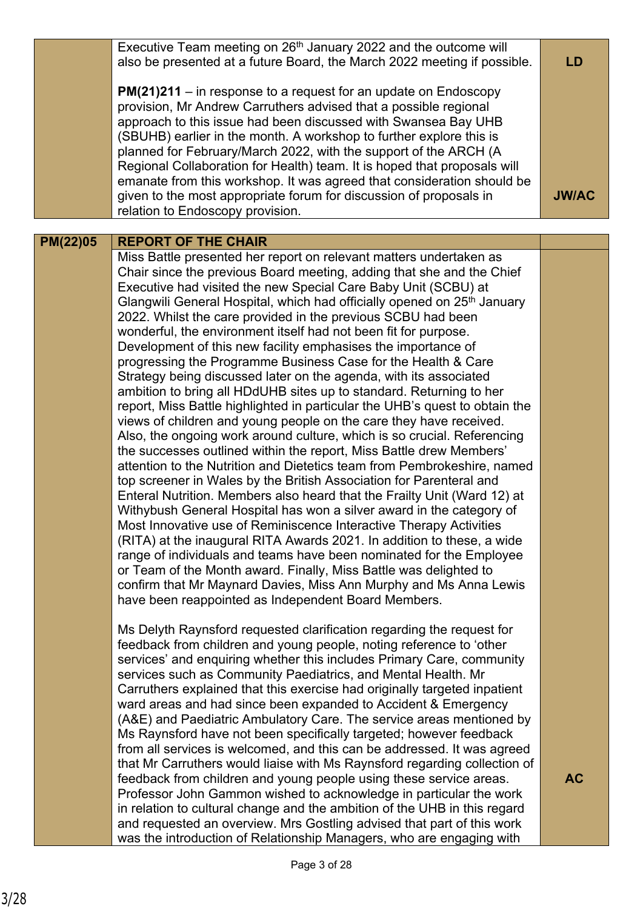| | | |
|---|---|---|
| | Executive Team meeting on 26th January 2022 and the outcome will also be presented at a future Board, the March 2022 meeting if possible.<br><br>**PM(21)211** – in response to a request for an update on Endoscopy provision, Mr Andrew Carruthers advised that a possible regional approach to this issue had been discussed with Swansea Bay UHB (SBUHB) earlier in the month. A workshop to further explore this is planned for February/March 2022, with the support of the ARCH (A Regional Collaboration for Health) team. It is hoped that proposals will emanate from this workshop. It was agreed that consideration should be given to the most appropriate forum for discussion of proposals in relation to Endoscopy provision. | **LD**<br><br><br><br><br><br><br><br>**JW/AC** |

| | | |
|---|---|---|
| **PM(22)05** | **REPORT OF THE CHAIR** | |
| | Miss Battle presented her report on relevant matters undertaken as Chair since the previous Board meeting, adding that she and the Chief Executive had visited the new Special Care Baby Unit (SCBU) at Glangwili General Hospital, which had officially opened on 25th January 2022. Whilst the care provided in the previous SCBU had been wonderful, the environment itself had not been fit for purpose. Development of this new facility emphasises the importance of progressing the Programme Business Case for the Health & Care Strategy being discussed later on the agenda, with its associated ambition to bring all HDdUHB sites up to standard. Returning to her report, Miss Battle highlighted in particular the UHB's quest to obtain the views of children and young people on the care they have received. Also, the ongoing work around culture, which is so crucial. Referencing the successes outlined within the report, Miss Battle drew Members' attention to the Nutrition and Dietetics team from Pembrokeshire, named top screener in Wales by the British Association for Parenteral and Enteral Nutrition. Members also heard that the Frailty Unit (Ward 12) at Withybush General Hospital has won a silver award in the category of Most Innovative use of Reminiscence Interactive Therapy Activities (RITA) at the inaugural RITA Awards 2021. In addition to these, a wide range of individuals and teams have been nominated for the Employee or Team of the Month award. Finally, Miss Battle was delighted to confirm that Mr Maynard Davies, Miss Ann Murphy and Ms Anna Lewis have been reappointed as Independent Board Members.<br><br>Ms Delyth Raynsford requested clarification regarding the request for feedback from children and young people, noting reference to 'other services' and enquiring whether this includes Primary Care, community services such as Community Paediatrics, and Mental Health. Mr Carruthers explained that this exercise had originally targeted inpatient ward areas and had since been expanded to Accident & Emergency (A&E) and Paediatric Ambulatory Care. The service areas mentioned by Ms Raynsford have not been specifically targeted; however feedback from all services is welcomed, and this can be addressed. It was agreed that Mr Carruthers would liaise with Ms Raynsford regarding collection of feedback from children and young people using these service areas. Professor John Gammon wished to acknowledge in particular the work in relation to cultural change and the ambition of the UHB in this regard and requested an overview. Mrs Gostling advised that part of this work was the introduction of Relationship Managers, who are engaging with | <br><br><br><br><br><br><br><br><br><br><br><br><br><br><br><br><br><br><br><br><br><br><br><br><br><br><br><br><br><br><br><br><br><br>**AC** |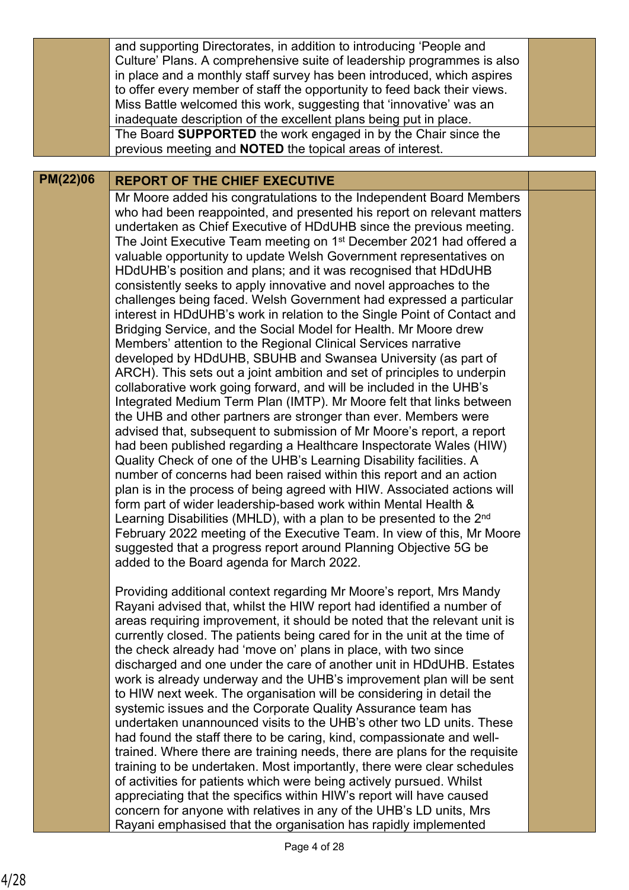| | | |
|---|---|---|
| | and supporting Directorates, in addition to introducing 'People and Culture' Plans. A comprehensive suite of leadership programmes is also in place and a monthly staff survey has been introduced, which aspires to offer every member of staff the opportunity to feed back their views. Miss Battle welcomed this work, suggesting that 'innovative' was an inadequate description of the excellent plans being put in place. | |
| | The Board **SUPPORTED** the work engaged in by the Chair since the previous meeting and **NOTED** the topical areas of interest. | |

| **PM(22)06** | **REPORT OF THE CHIEF EXECUTIVE** | |
|---|---|---|
| | Mr Moore added his congratulations to the Independent Board Members who had been reappointed, and presented his report on relevant matters undertaken as Chief Executive of HDdUHB since the previous meeting. The Joint Executive Team meeting on 1st December 2021 had offered a valuable opportunity to update Welsh Government representatives on HDdUHB's position and plans; and it was recognised that HDdUHB consistently seeks to apply innovative and novel approaches to the challenges being faced. Welsh Government had expressed a particular interest in HDdUHB's work in relation to the Single Point of Contact and Bridging Service, and the Social Model for Health. Mr Moore drew Members' attention to the Regional Clinical Services narrative developed by HDdUHB, SBUHB and Swansea University (as part of ARCH). This sets out a joint ambition and set of principles to underpin collaborative work going forward, and will be included in the UHB's Integrated Medium Term Plan (IMTP). Mr Moore felt that links between the UHB and other partners are stronger than ever. Members were advised that, subsequent to submission of Mr Moore's report, a report had been published regarding a Healthcare Inspectorate Wales (HIW) Quality Check of one of the UHB's Learning Disability facilities. A number of concerns had been raised within this report and an action plan is in the process of being agreed with HIW. Associated actions will form part of wider leadership-based work within Mental Health & Learning Disabilities (MHLD), with a plan to be presented to the 2nd February 2022 meeting of the Executive Team. In view of this, Mr Moore suggested that a progress report around Planning Objective 5G be added to the Board agenda for March 2022.<br><br>Providing additional context regarding Mr Moore's report, Mrs Mandy Rayani advised that, whilst the HIW report had identified a number of areas requiring improvement, it should be noted that the relevant unit is currently closed. The patients being cared for in the unit at the time of the check already had 'move on' plans in place, with two since discharged and one under the care of another unit in HDdUHB. Estates work is already underway and the UHB's improvement plan will be sent to HIW next week. The organisation will be considering in detail the systemic issues and the Corporate Quality Assurance team has undertaken unannounced visits to the UHB's other two LD units. These had found the staff there to be caring, kind, compassionate and well-trained. Where there are training needs, there are plans for the requisite training to be undertaken. Most importantly, there were clear schedules of activities for patients which were being actively pursued. Whilst appreciating that the specifics within HIW's report will have caused concern for anyone with relatives in any of the UHB's LD units, Mrs Rayani emphasised that the organisation has rapidly implemented | |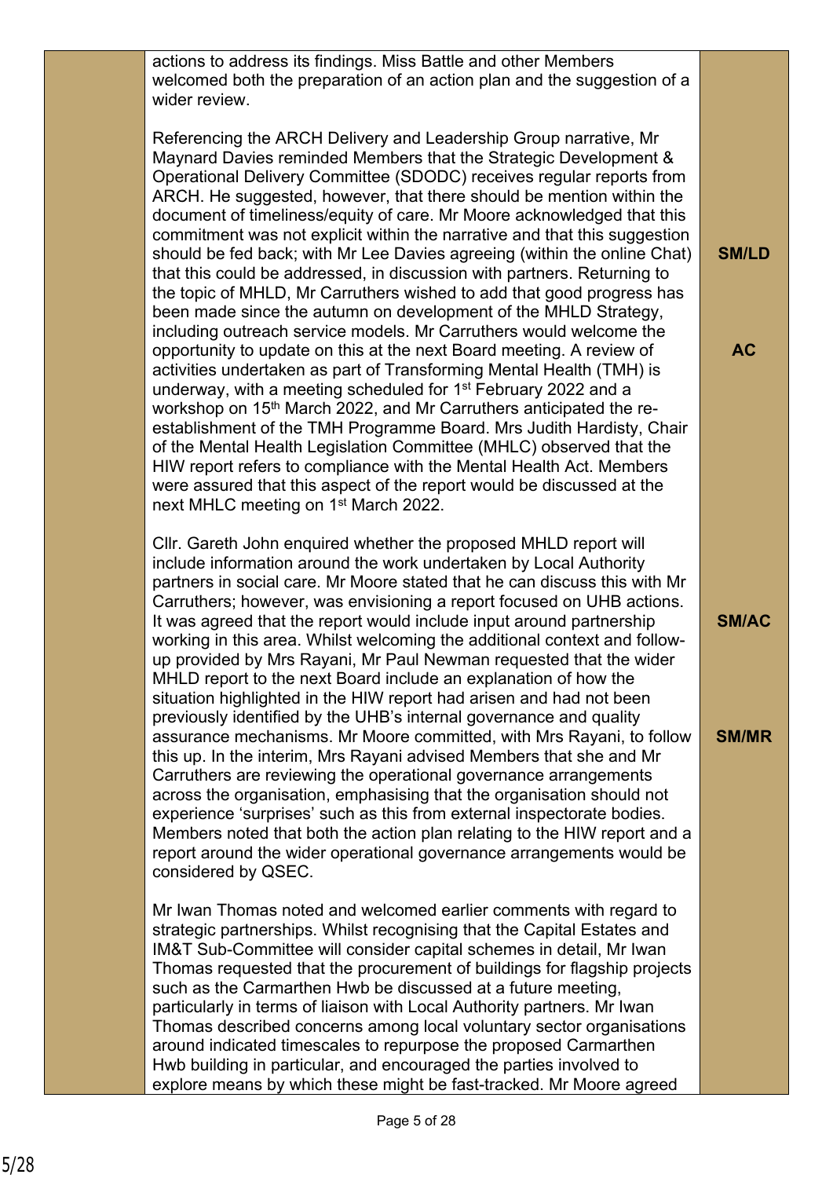| | | |
|---|---|---|
| | actions to address its findings. Miss Battle and other Members welcomed both the preparation of an action plan and the suggestion of a wider review.<br><br>Referencing the ARCH Delivery and Leadership Group narrative, Mr Maynard Davies reminded Members that the Strategic Development & Operational Delivery Committee (SDODC) receives regular reports from ARCH. He suggested, however, that there should be mention within the document of timeliness/equity of care. Mr Moore acknowledged that this commitment was not explicit within the narrative and that this suggestion should be fed back; with Mr Lee Davies agreeing (within the online Chat) that this could be addressed, in discussion with partners. Returning to the topic of MHLD, Mr Carruthers wished to add that good progress has been made since the autumn on development of the MHLD Strategy, including outreach service models. Mr Carruthers would welcome the opportunity to update on this at the next Board meeting. A review of activities undertaken as part of Transforming Mental Health (TMH) is underway, with a meeting scheduled for 1st February 2022 and a workshop on 15th March 2022, and Mr Carruthers anticipated the re-establishment of the TMH Programme Board. Mrs Judith Hardisty, Chair of the Mental Health Legislation Committee (MHLC) observed that the HIW report refers to compliance with the Mental Health Act. Members were assured that this aspect of the report would be discussed at the next MHLC meeting on 1st March 2022. | **SM/LD**<br><br>**AC** |
| | Cllr. Gareth John enquired whether the proposed MHLD report will include information around the work undertaken by Local Authority partners in social care. Mr Moore stated that he can discuss this with Mr Carruthers; however, was envisioning a report focused on UHB actions. It was agreed that the report would include input around partnership working in this area. Whilst welcoming the additional context and follow-up provided by Mrs Rayani, Mr Paul Newman requested that the wider MHLD report to the next Board include an explanation of how the situation highlighted in the HIW report had arisen and had not been previously identified by the UHB's internal governance and quality assurance mechanisms. Mr Moore committed, with Mrs Rayani, to follow this up. In the interim, Mrs Rayani advised Members that she and Mr Carruthers are reviewing the operational governance arrangements across the organisation, emphasising that the organisation should not experience 'surprises' such as this from external inspectorate bodies. Members noted that both the action plan relating to the HIW report and a report around the wider operational governance arrangements would be considered by QSEC. | **SM/AC**<br><br>**SM/MR** |
| | Mr Iwan Thomas noted and welcomed earlier comments with regard to strategic partnerships. Whilst recognising that the Capital Estates and IM&T Sub-Committee will consider capital schemes in detail, Mr Iwan Thomas requested that the procurement of buildings for flagship projects such as the Carmarthen Hwb be discussed at a future meeting, particularly in terms of liaison with Local Authority partners. Mr Iwan Thomas described concerns among local voluntary sector organisations around indicated timescales to repurpose the proposed Carmarthen Hwb building in particular, and encouraged the parties involved to explore means by which these might be fast-tracked. Mr Moore agreed | |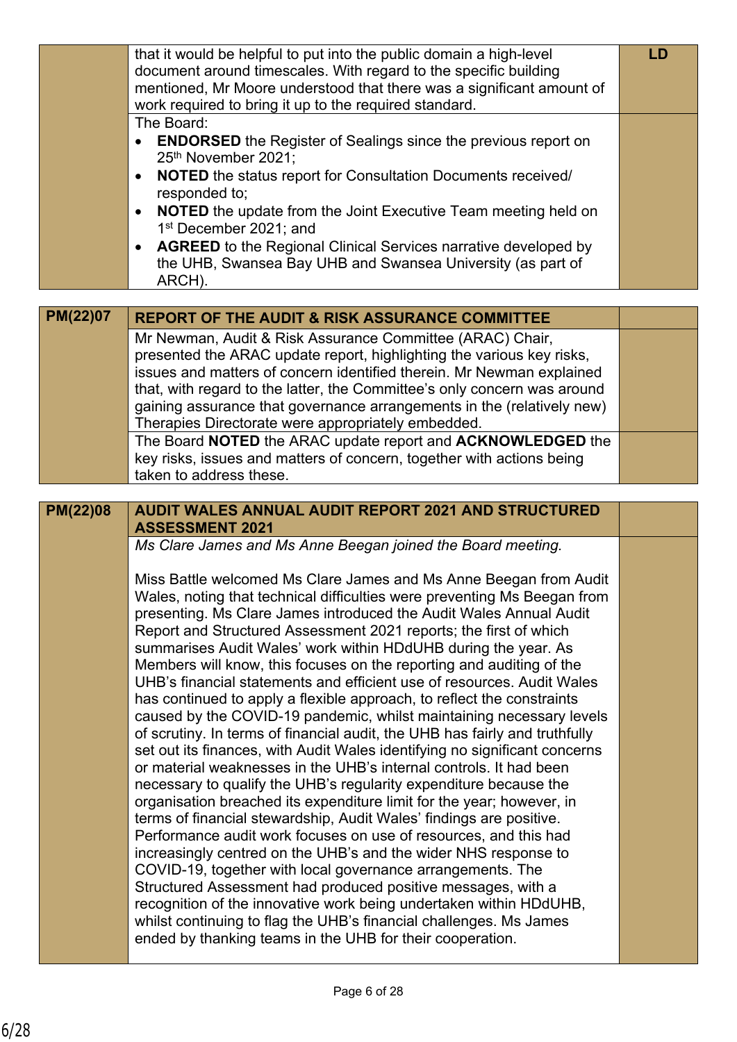| | | |
|---|---|---|
| | that it would be helpful to put into the public domain a high-level document around timescales. With regard to the specific building mentioned, Mr Moore understood that there was a significant amount of work required to bring it up to the required standard. | **LD** |
| | The Board:<br>• **ENDORSED** the Register of Sealings since the previous report on 25th November 2021;<br>• **NOTED** the status report for Consultation Documents received/ responded to;<br>• **NOTED** the update from the Joint Executive Team meeting held on 1st December 2021; and<br>• **AGREED** to the Regional Clinical Services narrative developed by the UHB, Swansea Bay UHB and Swansea University (as part of ARCH). | |

| | | |
|---|---|---|
| **PM(22)07** | **REPORT OF THE AUDIT & RISK ASSURANCE COMMITTEE** | |
| | Mr Newman, Audit & Risk Assurance Committee (ARAC) Chair, presented the ARAC update report, highlighting the various key risks, issues and matters of concern identified therein. Mr Newman explained that, with regard to the latter, the Committee's only concern was around gaining assurance that governance arrangements in the (relatively new) Therapies Directorate were appropriately embedded. | |
| | The Board **NOTED** the ARAC update report and **ACKNOWLEDGED** the key risks, issues and matters of concern, together with actions being taken to address these. | |

| | | |
|---|---|---|
| **PM(22)08** | **AUDIT WALES ANNUAL AUDIT REPORT 2021 AND STRUCTURED ASSESSMENT 2021** | |
| | *Ms Clare James and Ms Anne Beegan joined the Board meeting.*<br><br>Miss Battle welcomed Ms Clare James and Ms Anne Beegan from Audit Wales, noting that technical difficulties were preventing Ms Beegan from presenting. Ms Clare James introduced the Audit Wales Annual Audit Report and Structured Assessment 2021 reports; the first of which summarises Audit Wales' work within HDdUHB during the year. As Members will know, this focuses on the reporting and auditing of the UHB's financial statements and efficient use of resources. Audit Wales has continued to apply a flexible approach, to reflect the constraints caused by the COVID-19 pandemic, whilst maintaining necessary levels of scrutiny. In terms of financial audit, the UHB has fairly and truthfully set out its finances, with Audit Wales identifying no significant concerns or material weaknesses in the UHB's internal controls. It had been necessary to qualify the UHB's regularity expenditure because the organisation breached its expenditure limit for the year; however, in terms of financial stewardship, Audit Wales' findings are positive. Performance audit work focuses on use of resources, and this had increasingly centred on the UHB's and the wider NHS response to COVID-19, together with local governance arrangements. The Structured Assessment had produced positive messages, with a recognition of the innovative work being undertaken within HDdUHB, whilst continuing to flag the UHB's financial challenges. Ms James ended by thanking teams in the UHB for their cooperation. | |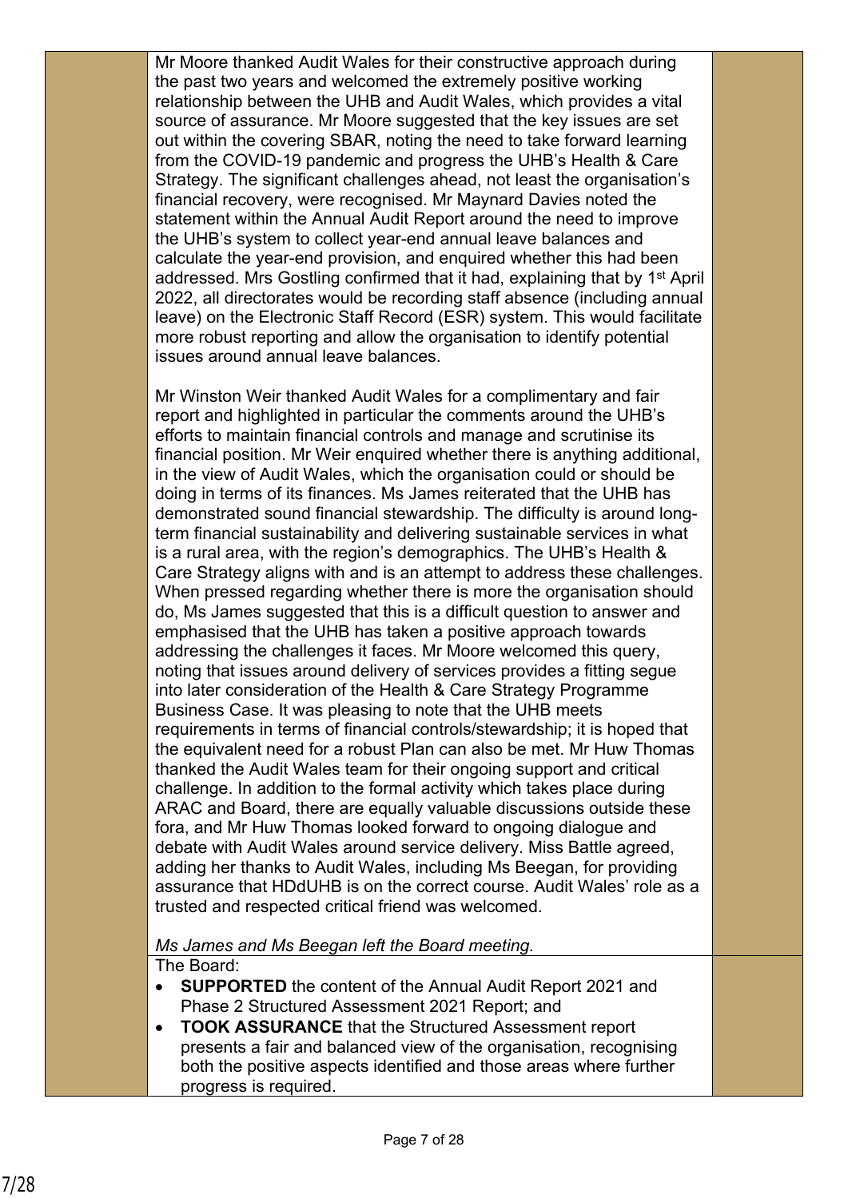Mr Moore thanked Audit Wales for their constructive approach during the past two years and welcomed the extremely positive working relationship between the UHB and Audit Wales, which provides a vital source of assurance. Mr Moore suggested that the key issues are set out within the covering SBAR, noting the need to take forward learning from the COVID-19 pandemic and progress the UHB's Health & Care Strategy. The significant challenges ahead, not least the organisation's financial recovery, were recognised. Mr Maynard Davies noted the statement within the Annual Audit Report around the need to improve the UHB's system to collect year-end annual leave balances and calculate the year-end provision, and enquired whether this had been addressed. Mrs Gostling confirmed that it had, explaining that by 1st April 2022, all directorates would be recording staff absence (including annual leave) on the Electronic Staff Record (ESR) system. This would facilitate more robust reporting and allow the organisation to identify potential issues around annual leave balances.

Mr Winston Weir thanked Audit Wales for a complimentary and fair report and highlighted in particular the comments around the UHB's efforts to maintain financial controls and manage and scrutinise its financial position. Mr Weir enquired whether there is anything additional, in the view of Audit Wales, which the organisation could or should be doing in terms of its finances. Ms James reiterated that the UHB has demonstrated sound financial stewardship. The difficulty is around long-term financial sustainability and delivering sustainable services in what is a rural area, with the region's demographics. The UHB's Health & Care Strategy aligns with and is an attempt to address these challenges. When pressed regarding whether there is more the organisation should do, Ms James suggested that this is a difficult question to answer and emphasised that the UHB has taken a positive approach towards addressing the challenges it faces. Mr Moore welcomed this query, noting that issues around delivery of services provides a fitting segue into later consideration of the Health & Care Strategy Programme Business Case. It was pleasing to note that the UHB meets requirements in terms of financial controls/stewardship; it is hoped that the equivalent need for a robust Plan can also be met. Mr Huw Thomas thanked the Audit Wales team for their ongoing support and critical challenge. In addition to the formal activity which takes place during ARAC and Board, there are equally valuable discussions outside these fora, and Mr Huw Thomas looked forward to ongoing dialogue and debate with Audit Wales around service delivery. Miss Battle agreed, adding her thanks to Audit Wales, including Ms Beegan, for providing assurance that HDdUHB is on the correct course. Audit Wales' role as a trusted and respected critical friend was welcomed.

*Ms James and Ms Beegan left the Board meeting.*

The Board:

- **SUPPORTED** the content of the Annual Audit Report 2021 and Phase 2 Structured Assessment 2021 Report; and
- **TOOK ASSURANCE** that the Structured Assessment report presents a fair and balanced view of the organisation, recognising both the positive aspects identified and those areas where further progress is required.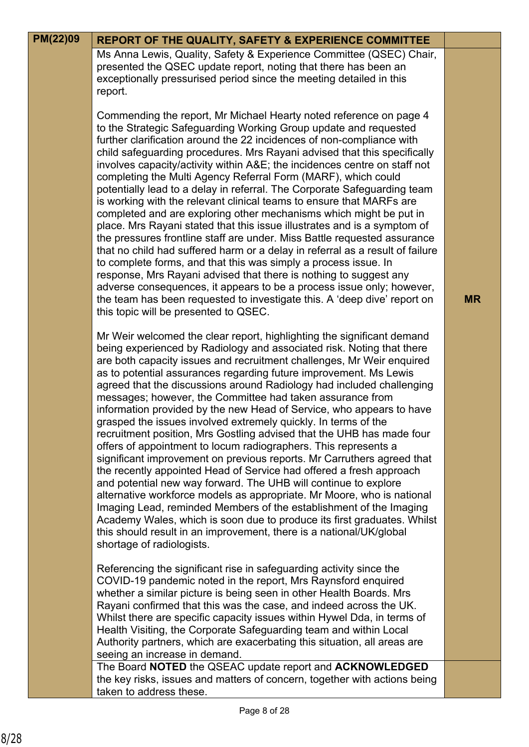| PM(22)09 | REPORT OF THE QUALITY, SAFETY & EXPERIENCE COMMITTEE | |
|---|---|---|
| | Ms Anna Lewis, Quality, Safety & Experience Committee (QSEC) Chair, presented the QSEC update report, noting that there has been an exceptionally pressurised period since the meeting detailed in this report.<br><br>Commending the report, Mr Michael Hearty noted reference on page 4 to the Strategic Safeguarding Working Group update and requested further clarification around the 22 incidences of non-compliance with child safeguarding procedures. Mrs Rayani advised that this specifically involves capacity/activity within A&E; the incidences centre on staff not completing the Multi Agency Referral Form (MARF), which could potentially lead to a delay in referral. The Corporate Safeguarding team is working with the relevant clinical teams to ensure that MARFs are completed and are exploring other mechanisms which might be put in place. Mrs Rayani stated that this issue illustrates and is a symptom of the pressures frontline staff are under. Miss Battle requested assurance that no child had suffered harm or a delay in referral as a result of failure to complete forms, and that this was simply a process issue. In response, Mrs Rayani advised that there is nothing to suggest any adverse consequences, it appears to be a process issue only; however, the team has been requested to investigate this. A 'deep dive' report on this topic will be presented to QSEC.<br><br>Mr Weir welcomed the clear report, highlighting the significant demand being experienced by Radiology and associated risk. Noting that there are both capacity issues and recruitment challenges, Mr Weir enquired as to potential assurances regarding future improvement. Ms Lewis agreed that the discussions around Radiology had included challenging messages; however, the Committee had taken assurance from information provided by the new Head of Service, who appears to have grasped the issues involved extremely quickly. In terms of the recruitment position, Mrs Gostling advised that the UHB has made four offers of appointment to locum radiographers. This represents a significant improvement on previous reports. Mr Carruthers agreed that the recently appointed Head of Service had offered a fresh approach and potential new way forward. The UHB will continue to explore alternative workforce models as appropriate. Mr Moore, who is national Imaging Lead, reminded Members of the establishment of the Imaging Academy Wales, which is soon due to produce its first graduates. Whilst this should result in an improvement, there is a national/UK/global shortage of radiologists.<br><br>Referencing the significant rise in safeguarding activity since the COVID-19 pandemic noted in the report, Mrs Raynsford enquired whether a similar picture is being seen in other Health Boards. Mrs Rayani confirmed that this was the case, and indeed across the UK. Whilst there are specific capacity issues within Hywel Dda, in terms of Health Visiting, the Corporate Safeguarding team and within Local Authority partners, which are exacerbating this situation, all areas are seeing an increase in demand. | **MR** |
| | The Board **NOTED** the QSEAC update report and **ACKNOWLEDGED** the key risks, issues and matters of concern, together with actions being taken to address these. | |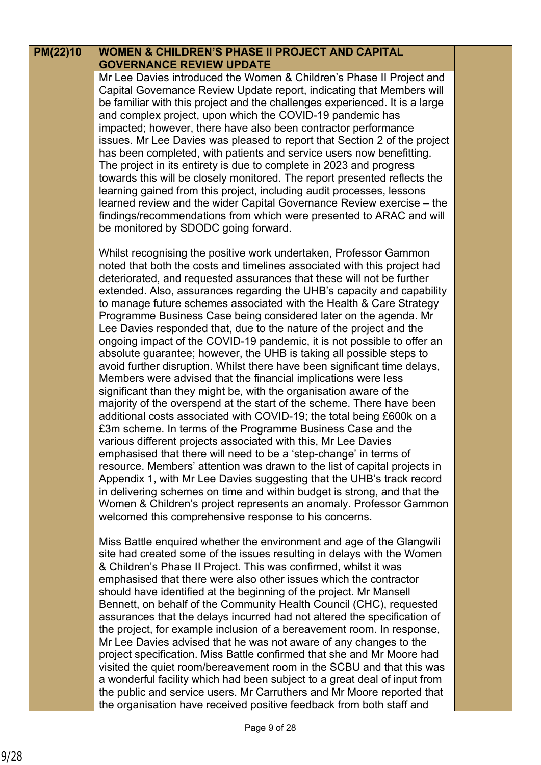| PM(22)10 | WOMEN & CHILDREN'S PHASE II PROJECT AND CAPITAL GOVERNANCE REVIEW UPDATE | |
|---|---|---|
| | Mr Lee Davies introduced the Women & Children's Phase II Project and Capital Governance Review Update report, indicating that Members will be familiar with this project and the challenges experienced. It is a large and complex project, upon which the COVID-19 pandemic has impacted; however, there have also been contractor performance issues. Mr Lee Davies was pleased to report that Section 2 of the project has been completed, with patients and service users now benefitting. The project in its entirety is due to complete in 2023 and progress towards this will be closely monitored. The report presented reflects the learning gained from this project, including audit processes, lessons learned review and the wider Capital Governance Review exercise – the findings/recommendations from which were presented to ARAC and will be monitored by SDODC going forward.<br><br>Whilst recognising the positive work undertaken, Professor Gammon noted that both the costs and timelines associated with this project had deteriorated, and requested assurances that these will not be further extended. Also, assurances regarding the UHB's capacity and capability to manage future schemes associated with the Health & Care Strategy Programme Business Case being considered later on the agenda. Mr Lee Davies responded that, due to the nature of the project and the ongoing impact of the COVID-19 pandemic, it is not possible to offer an absolute guarantee; however, the UHB is taking all possible steps to avoid further disruption. Whilst there have been significant time delays, Members were advised that the financial implications were less significant than they might be, with the organisation aware of the majority of the overspend at the start of the scheme. There have been additional costs associated with COVID-19; the total being £600k on a £3m scheme. In terms of the Programme Business Case and the various different projects associated with this, Mr Lee Davies emphasised that there will need to be a 'step-change' in terms of resource. Members' attention was drawn to the list of capital projects in Appendix 1, with Mr Lee Davies suggesting that the UHB's track record in delivering schemes on time and within budget is strong, and that the Women & Children's project represents an anomaly. Professor Gammon welcomed this comprehensive response to his concerns.<br><br>Miss Battle enquired whether the environment and age of the Glangwili site had created some of the issues resulting in delays with the Women & Children's Phase II Project. This was confirmed, whilst it was emphasised that there were also other issues which the contractor should have identified at the beginning of the project. Mr Mansell Bennett, on behalf of the Community Health Council (CHC), requested assurances that the delays incurred had not altered the specification of the project, for example inclusion of a bereavement room. In response, Mr Lee Davies advised that he was not aware of any changes to the project specification. Miss Battle confirmed that she and Mr Moore had visited the quiet room/bereavement room in the SCBU and that this was a wonderful facility which had been subject to a great deal of input from the public and service users. Mr Carruthers and Mr Moore reported that the organisation have received positive feedback from both staff and | |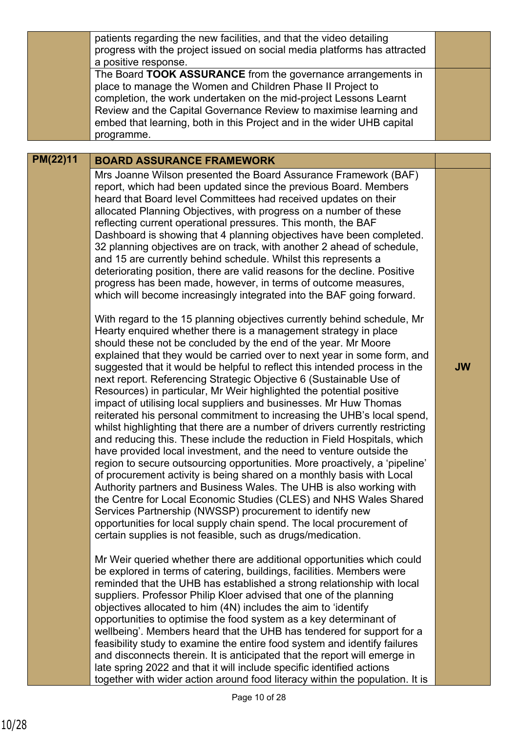| | | |
|---|---|---|
| | patients regarding the new facilities, and that the video detailing progress with the project issued on social media platforms has attracted a positive response. | |
| | The Board **TOOK ASSURANCE** from the governance arrangements in place to manage the Women and Children Phase II Project to completion, the work undertaken on the mid-project Lessons Learnt Review and the Capital Governance Review to maximise learning and embed that learning, both in this Project and in the wider UHB capital programme. | |

| **PM(22)11** | **BOARD ASSURANCE FRAMEWORK** | |
|---|---|---|
| | Mrs Joanne Wilson presented the Board Assurance Framework (BAF) report, which had been updated since the previous Board. Members heard that Board level Committees had received updates on their allocated Planning Objectives, with progress on a number of these reflecting current operational pressures. This month, the BAF Dashboard is showing that 4 planning objectives have been completed. 32 planning objectives are on track, with another 2 ahead of schedule, and 15 are currently behind schedule. Whilst this represents a deteriorating position, there are valid reasons for the decline. Positive progress has been made, however, in terms of outcome measures, which will become increasingly integrated into the BAF going forward.<br><br>With regard to the 15 planning objectives currently behind schedule, Mr Hearty enquired whether there is a management strategy in place should these not be concluded by the end of the year. Mr Moore explained that they would be carried over to next year in some form, and suggested that it would be helpful to reflect this intended process in the next report. Referencing Strategic Objective 6 (Sustainable Use of Resources) in particular, Mr Weir highlighted the potential positive impact of utilising local suppliers and businesses. Mr Huw Thomas reiterated his personal commitment to increasing the UHB's local spend, whilst highlighting that there are a number of drivers currently restricting and reducing this. These include the reduction in Field Hospitals, which have provided local investment, and the need to venture outside the region to secure outsourcing opportunities. More proactively, a 'pipeline' of procurement activity is being shared on a monthly basis with Local Authority partners and Business Wales. The UHB is also working with the Centre for Local Economic Studies (CLES) and NHS Wales Shared Services Partnership (NWSSP) procurement to identify new opportunities for local supply chain spend. The local procurement of certain supplies is not feasible, such as drugs/medication.<br><br>Mr Weir queried whether there are additional opportunities which could be explored in terms of catering, buildings, facilities. Members were reminded that the UHB has established a strong relationship with local suppliers. Professor Philip Kloer advised that one of the planning objectives allocated to him (4N) includes the aim to 'identify opportunities to optimise the food system as a key determinant of wellbeing'. Members heard that the UHB has tendered for support for a feasibility study to examine the entire food system and identify failures and disconnects therein. It is anticipated that the report will emerge in late spring 2022 and that it will include specific identified actions together with wider action around food literacy within the population. It is | **JW** |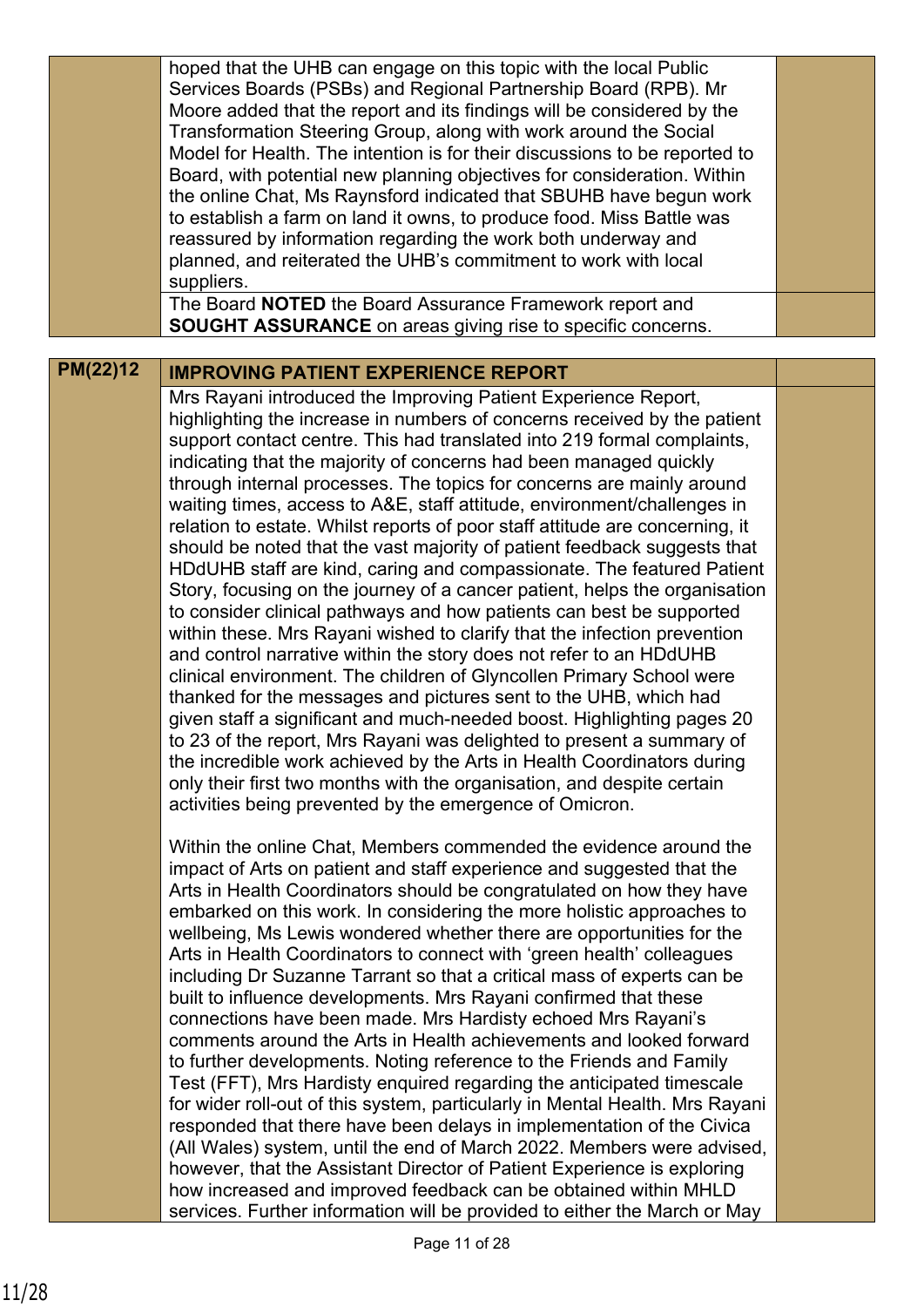| | | |
|---|---|---|
| | hoped that the UHB can engage on this topic with the local Public Services Boards (PSBs) and Regional Partnership Board (RPB). Mr Moore added that the report and its findings will be considered by the Transformation Steering Group, along with work around the Social Model for Health. The intention is for their discussions to be reported to Board, with potential new planning objectives for consideration. Within the online Chat, Ms Raynsford indicated that SBUHB have begun work to establish a farm on land it owns, to produce food. Miss Battle was reassured by information regarding the work both underway and planned, and reiterated the UHB's commitment to work with local suppliers. | |
| | The Board **NOTED** the Board Assurance Framework report and **SOUGHT ASSURANCE** on areas giving rise to specific concerns. | |

| | | |
|---|---|---|
| **PM(22)12** | **IMPROVING PATIENT EXPERIENCE REPORT** | |
| | Mrs Rayani introduced the Improving Patient Experience Report, highlighting the increase in numbers of concerns received by the patient support contact centre. This had translated into 219 formal complaints, indicating that the majority of concerns had been managed quickly through internal processes. The topics for concerns are mainly around waiting times, access to A&E, staff attitude, environment/challenges in relation to estate. Whilst reports of poor staff attitude are concerning, it should be noted that the vast majority of patient feedback suggests that HDdUHB staff are kind, caring and compassionate. The featured Patient Story, focusing on the journey of a cancer patient, helps the organisation to consider clinical pathways and how patients can best be supported within these. Mrs Rayani wished to clarify that the infection prevention and control narrative within the story does not refer to an HDdUHB clinical environment. The children of Glyncollen Primary School were thanked for the messages and pictures sent to the UHB, which had given staff a significant and much-needed boost. Highlighting pages 20 to 23 of the report, Mrs Rayani was delighted to present a summary of the incredible work achieved by the Arts in Health Coordinators during only their first two months with the organisation, and despite certain activities being prevented by the emergence of Omicron.<br><br>Within the online Chat, Members commended the evidence around the impact of Arts on patient and staff experience and suggested that the Arts in Health Coordinators should be congratulated on how they have embarked on this work. In considering the more holistic approaches to wellbeing, Ms Lewis wondered whether there are opportunities for the Arts in Health Coordinators to connect with 'green health' colleagues including Dr Suzanne Tarrant so that a critical mass of experts can be built to influence developments. Mrs Rayani confirmed that these connections have been made. Mrs Hardisty echoed Mrs Rayani's comments around the Arts in Health achievements and looked forward to further developments. Noting reference to the Friends and Family Test (FFT), Mrs Hardisty enquired regarding the anticipated timescale for wider roll-out of this system, particularly in Mental Health. Mrs Rayani responded that there have been delays in implementation of the Civica (All Wales) system, until the end of March 2022. Members were advised, however, that the Assistant Director of Patient Experience is exploring how increased and improved feedback can be obtained within MHLD services. Further information will be provided to either the March or May | |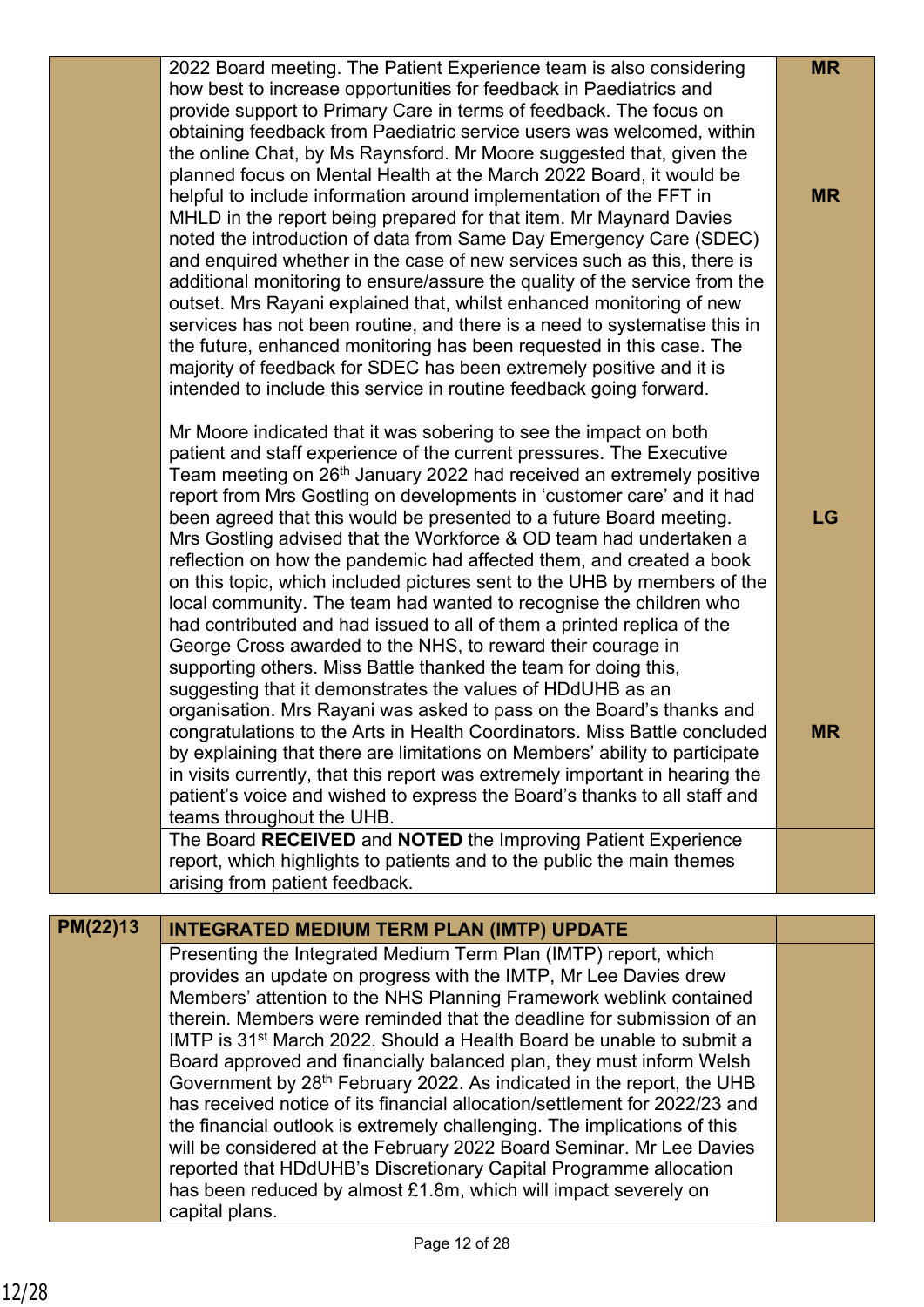| | | |
|---|---|---|
| | 2022 Board meeting. The Patient Experience team is also considering how best to increase opportunities for feedback in Paediatrics and provide support to Primary Care in terms of feedback. The focus on obtaining feedback from Paediatric service users was welcomed, within the online Chat, by Ms Raynsford. Mr Moore suggested that, given the planned focus on Mental Health at the March 2022 Board, it would be helpful to include information around implementation of the FFT in MHLD in the report being prepared for that item. Mr Maynard Davies noted the introduction of data from Same Day Emergency Care (SDEC) and enquired whether in the case of new services such as this, there is additional monitoring to ensure/assure the quality of the service from the outset. Mrs Rayani explained that, whilst enhanced monitoring of new services has not been routine, and there is a need to systematise this in the future, enhanced monitoring has been requested in this case. The majority of feedback for SDEC has been extremely positive and it is intended to include this service in routine feedback going forward.<br><br>Mr Moore indicated that it was sobering to see the impact on both patient and staff experience of the current pressures. The Executive Team meeting on 26th January 2022 had received an extremely positive report from Mrs Gostling on developments in 'customer care' and it had been agreed that this would be presented to a future Board meeting. Mrs Gostling advised that the Workforce & OD team had undertaken a reflection on how the pandemic had affected them, and created a book on this topic, which included pictures sent to the UHB by members of the local community. The team had wanted to recognise the children who had contributed and had issued to all of them a printed replica of the George Cross awarded to the NHS, to reward their courage in supporting others. Miss Battle thanked the team for doing this, suggesting that it demonstrates the values of HDdUHB as an organisation. Mrs Rayani was asked to pass on the Board's thanks and congratulations to the Arts in Health Coordinators. Miss Battle concluded by explaining that there are limitations on Members' ability to participate in visits currently, that this report was extremely important in hearing the patient's voice and wished to express the Board's thanks to all staff and teams throughout the UHB. | **MR**<br><br>**MR**<br><br>**LG**<br><br>**MR** |
| | The Board **RECEIVED** and **NOTED** the Improving Patient Experience report, which highlights to patients and to the public the main themes arising from patient feedback. | |

| | | |
|---|---|---|
| **PM(22)13** | **INTEGRATED MEDIUM TERM PLAN (IMTP) UPDATE** | |
| | Presenting the Integrated Medium Term Plan (IMTP) report, which provides an update on progress with the IMTP, Mr Lee Davies drew Members' attention to the NHS Planning Framework weblink contained therein. Members were reminded that the deadline for submission of an IMTP is 31st March 2022. Should a Health Board be unable to submit a Board approved and financially balanced plan, they must inform Welsh Government by 28th February 2022. As indicated in the report, the UHB has received notice of its financial allocation/settlement for 2022/23 and the financial outlook is extremely challenging. The implications of this will be considered at the February 2022 Board Seminar. Mr Lee Davies reported that HDdUHB's Discretionary Capital Programme allocation has been reduced by almost £1.8m, which will impact severely on capital plans. | |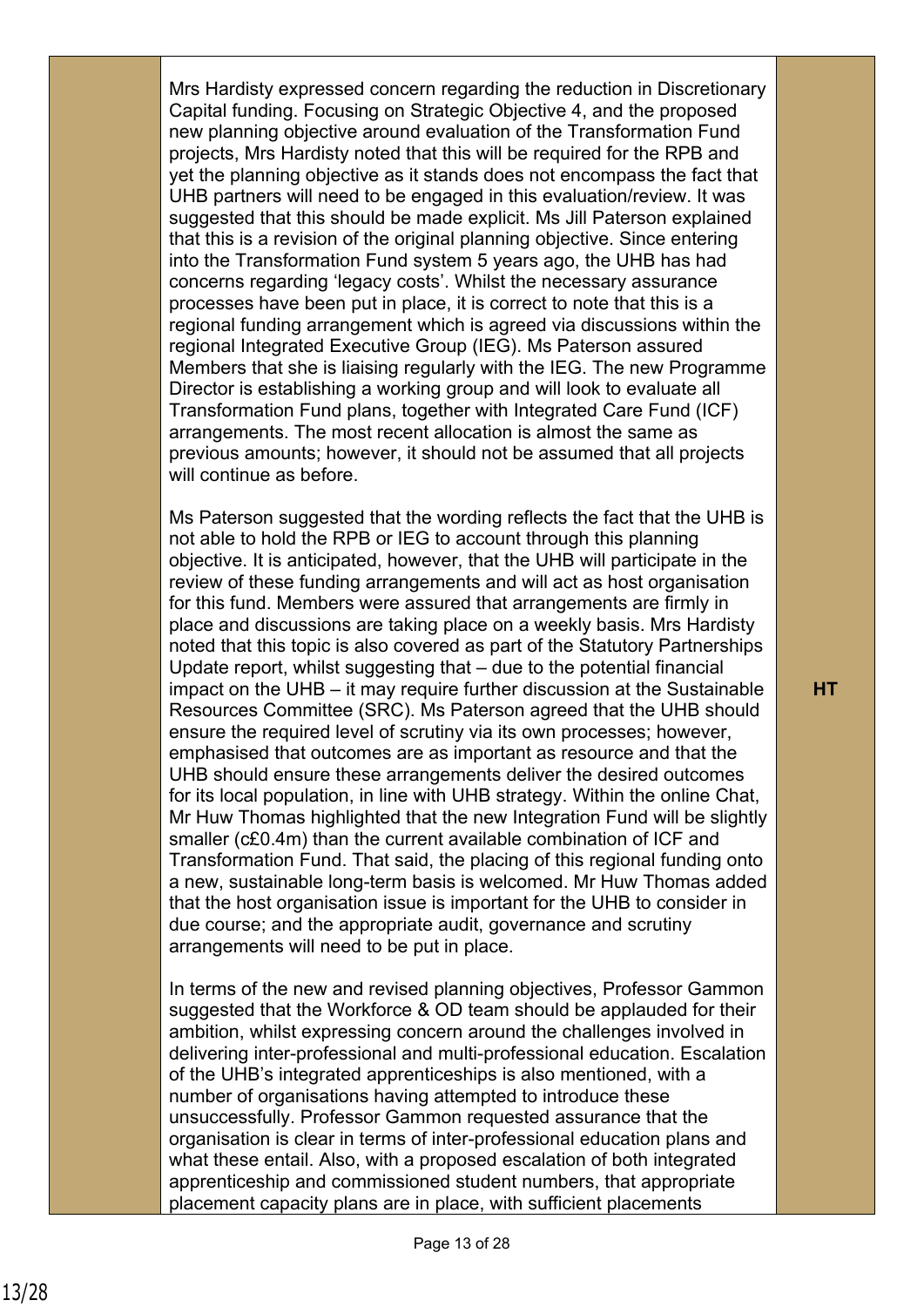| | | |
|---|---|---|
| | Mrs Hardisty expressed concern regarding the reduction in Discretionary Capital funding. Focusing on Strategic Objective 4, and the proposed new planning objective around evaluation of the Transformation Fund projects, Mrs Hardisty noted that this will be required for the RPB and yet the planning objective as it stands does not encompass the fact that UHB partners will need to be engaged in this evaluation/review. It was suggested that this should be made explicit. Ms Jill Paterson explained that this is a revision of the original planning objective. Since entering into the Transformation Fund system 5 years ago, the UHB has had concerns regarding 'legacy costs'. Whilst the necessary assurance processes have been put in place, it is correct to note that this is a regional funding arrangement which is agreed via discussions within the regional Integrated Executive Group (IEG). Ms Paterson assured Members that she is liaising regularly with the IEG. The new Programme Director is establishing a working group and will look to evaluate all Transformation Fund plans, together with Integrated Care Fund (ICF) arrangements. The most recent allocation is almost the same as previous amounts; however, it should not be assumed that all projects will continue as before.<br><br>Ms Paterson suggested that the wording reflects the fact that the UHB is not able to hold the RPB or IEG to account through this planning objective. It is anticipated, however, that the UHB will participate in the review of these funding arrangements and will act as host organisation for this fund. Members were assured that arrangements are firmly in place and discussions are taking place on a weekly basis. Mrs Hardisty noted that this topic is also covered as part of the Statutory Partnerships Update report, whilst suggesting that – due to the potential financial impact on the UHB – it may require further discussion at the Sustainable Resources Committee (SRC). Ms Paterson agreed that the UHB should ensure the required level of scrutiny via its own processes; however, emphasised that outcomes are as important as resource and that the UHB should ensure these arrangements deliver the desired outcomes for its local population, in line with UHB strategy. Within the online Chat, Mr Huw Thomas highlighted that the new Integration Fund will be slightly smaller (c£0.4m) than the current available combination of ICF and Transformation Fund. That said, the placing of this regional funding onto a new, sustainable long-term basis is welcomed. Mr Huw Thomas added that the host organisation issue is important for the UHB to consider in due course; and the appropriate audit, governance and scrutiny arrangements will need to be put in place.<br><br>In terms of the new and revised planning objectives, Professor Gammon suggested that the Workforce & OD team should be applauded for their ambition, whilst expressing concern around the challenges involved in delivering inter-professional and multi-professional education. Escalation of the UHB's integrated apprenticeships is also mentioned, with a number of organisations having attempted to introduce these unsuccessfully. Professor Gammon requested assurance that the organisation is clear in terms of inter-professional education plans and what these entail. Also, with a proposed escalation of both integrated apprenticeship and commissioned student numbers, that appropriate placement capacity plans are in place, with sufficient placements | HT |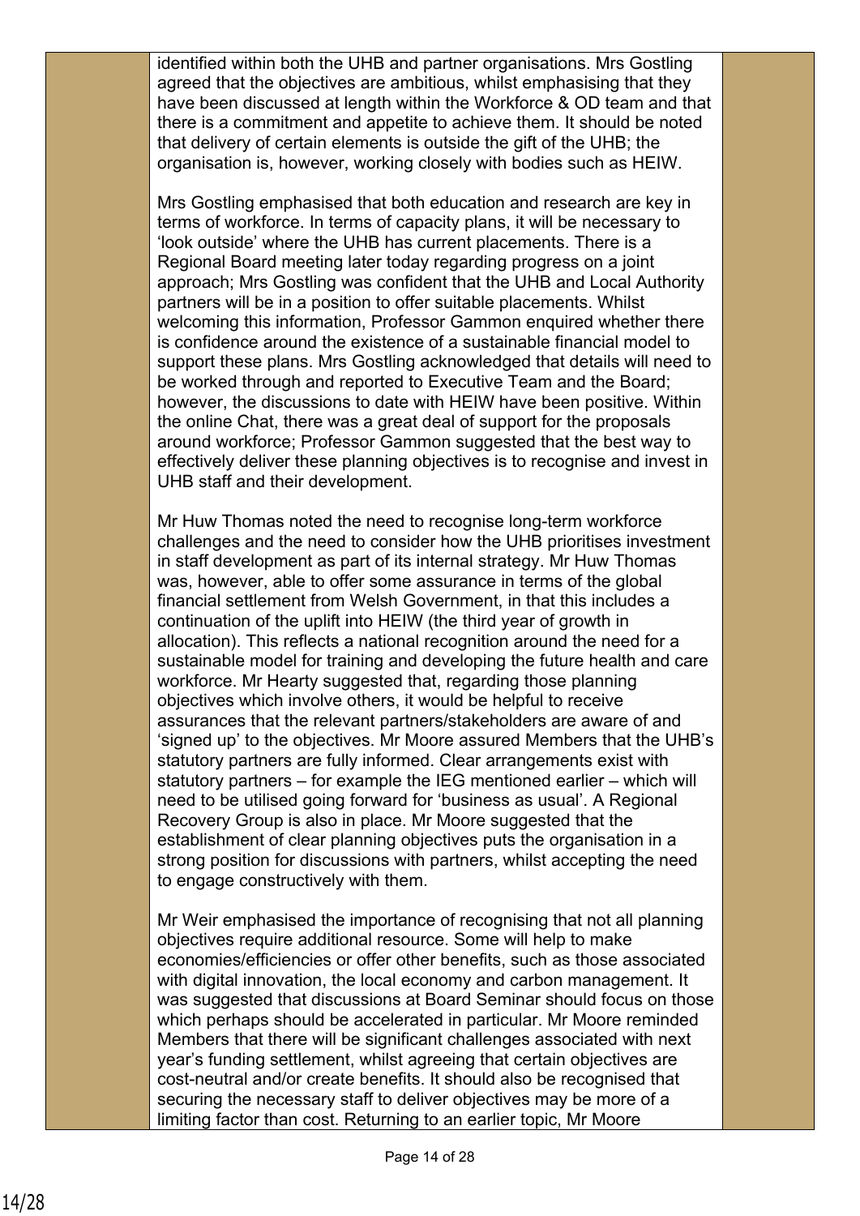identified within both the UHB and partner organisations. Mrs Gostling agreed that the objectives are ambitious, whilst emphasising that they have been discussed at length within the Workforce & OD team and that there is a commitment and appetite to achieve them. It should be noted that delivery of certain elements is outside the gift of the UHB; the organisation is, however, working closely with bodies such as HEIW.

Mrs Gostling emphasised that both education and research are key in terms of workforce. In terms of capacity plans, it will be necessary to 'look outside' where the UHB has current placements. There is a Regional Board meeting later today regarding progress on a joint approach; Mrs Gostling was confident that the UHB and Local Authority partners will be in a position to offer suitable placements. Whilst welcoming this information, Professor Gammon enquired whether there is confidence around the existence of a sustainable financial model to support these plans. Mrs Gostling acknowledged that details will need to be worked through and reported to Executive Team and the Board; however, the discussions to date with HEIW have been positive. Within the online Chat, there was a great deal of support for the proposals around workforce; Professor Gammon suggested that the best way to effectively deliver these planning objectives is to recognise and invest in UHB staff and their development.

Mr Huw Thomas noted the need to recognise long-term workforce challenges and the need to consider how the UHB prioritises investment in staff development as part of its internal strategy. Mr Huw Thomas was, however, able to offer some assurance in terms of the global financial settlement from Welsh Government, in that this includes a continuation of the uplift into HEIW (the third year of growth in allocation). This reflects a national recognition around the need for a sustainable model for training and developing the future health and care workforce. Mr Hearty suggested that, regarding those planning objectives which involve others, it would be helpful to receive assurances that the relevant partners/stakeholders are aware of and 'signed up' to the objectives. Mr Moore assured Members that the UHB's statutory partners are fully informed. Clear arrangements exist with statutory partners – for example the IEG mentioned earlier – which will need to be utilised going forward for 'business as usual'. A Regional Recovery Group is also in place. Mr Moore suggested that the establishment of clear planning objectives puts the organisation in a strong position for discussions with partners, whilst accepting the need to engage constructively with them.

Mr Weir emphasised the importance of recognising that not all planning objectives require additional resource. Some will help to make economies/efficiencies or offer other benefits, such as those associated with digital innovation, the local economy and carbon management. It was suggested that discussions at Board Seminar should focus on those which perhaps should be accelerated in particular. Mr Moore reminded Members that there will be significant challenges associated with next year's funding settlement, whilst agreeing that certain objectives are cost-neutral and/or create benefits. It should also be recognised that securing the necessary staff to deliver objectives may be more of a limiting factor than cost. Returning to an earlier topic, Mr Moore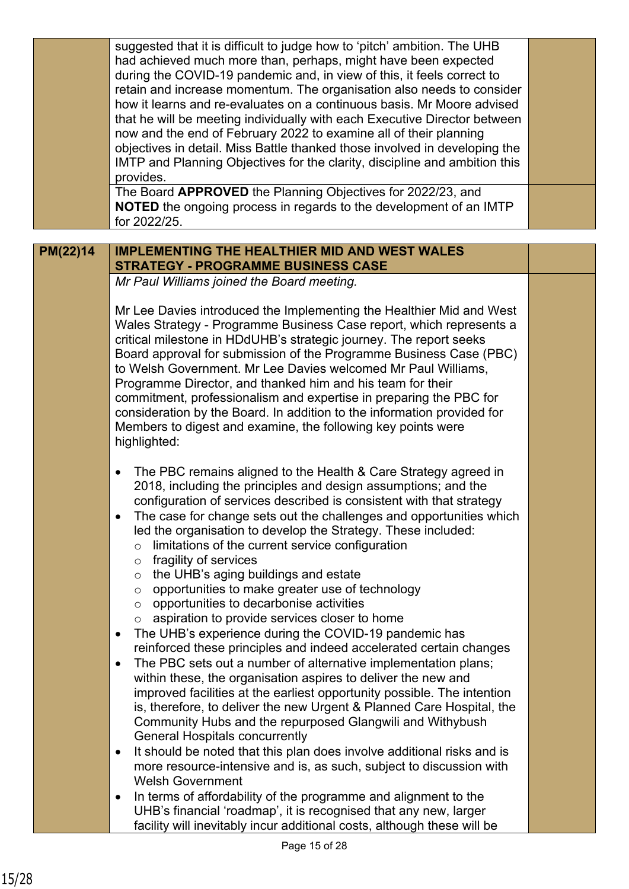| | | |
|---|---|---|
| | suggested that it is difficult to judge how to 'pitch' ambition. The UHB had achieved much more than, perhaps, might have been expected during the COVID-19 pandemic and, in view of this, it feels correct to retain and increase momentum. The organisation also needs to consider how it learns and re-evaluates on a continuous basis. Mr Moore advised that he will be meeting individually with each Executive Director between now and the end of February 2022 to examine all of their planning objectives in detail. Miss Battle thanked those involved in developing the IMTP and Planning Objectives for the clarity, discipline and ambition this provides. | |
| | The Board **APPROVED** the Planning Objectives for 2022/23, and **NOTED** the ongoing process in regards to the development of an IMTP for 2022/25. | |

| | | |
|---|---|---|
| **PM(22)14** | **IMPLEMENTING THE HEALTHIER MID AND WEST WALES STRATEGY - PROGRAMME BUSINESS CASE** | |
| | *Mr Paul Williams joined the Board meeting.*<br><br>Mr Lee Davies introduced the Implementing the Healthier Mid and West Wales Strategy - Programme Business Case report, which represents a critical milestone in HDdUHB's strategic journey. The report seeks Board approval for submission of the Programme Business Case (PBC) to Welsh Government. Mr Lee Davies welcomed Mr Paul Williams, Programme Director, and thanked him and his team for their commitment, professionalism and expertise in preparing the PBC for consideration by the Board. In addition to the information provided for Members to digest and examine, the following key points were highlighted:<br><br>• The PBC remains aligned to the Health & Care Strategy agreed in 2018, including the principles and design assumptions; and the configuration of services described is consistent with that strategy<br>• The case for change sets out the challenges and opportunities which led the organisation to develop the Strategy. These included:<br>&nbsp;&nbsp;&nbsp;&nbsp;○ limitations of the current service configuration<br>&nbsp;&nbsp;&nbsp;&nbsp;○ fragility of services<br>&nbsp;&nbsp;&nbsp;&nbsp;○ the UHB's aging buildings and estate<br>&nbsp;&nbsp;&nbsp;&nbsp;○ opportunities to make greater use of technology<br>&nbsp;&nbsp;&nbsp;&nbsp;○ opportunities to decarbonise activities<br>&nbsp;&nbsp;&nbsp;&nbsp;○ aspiration to provide services closer to home<br>• The UHB's experience during the COVID-19 pandemic has reinforced these principles and indeed accelerated certain changes<br>• The PBC sets out a number of alternative implementation plans; within these, the organisation aspires to deliver the new and improved facilities at the earliest opportunity possible. The intention is, therefore, to deliver the new Urgent & Planned Care Hospital, the Community Hubs and the repurposed Glangwili and Withybush General Hospitals concurrently<br>• It should be noted that this plan does involve additional risks and is more resource-intensive and is, as such, subject to discussion with Welsh Government<br>• In terms of affordability of the programme and alignment to the UHB's financial 'roadmap', it is recognised that any new, larger facility will inevitably incur additional costs, although these will be | |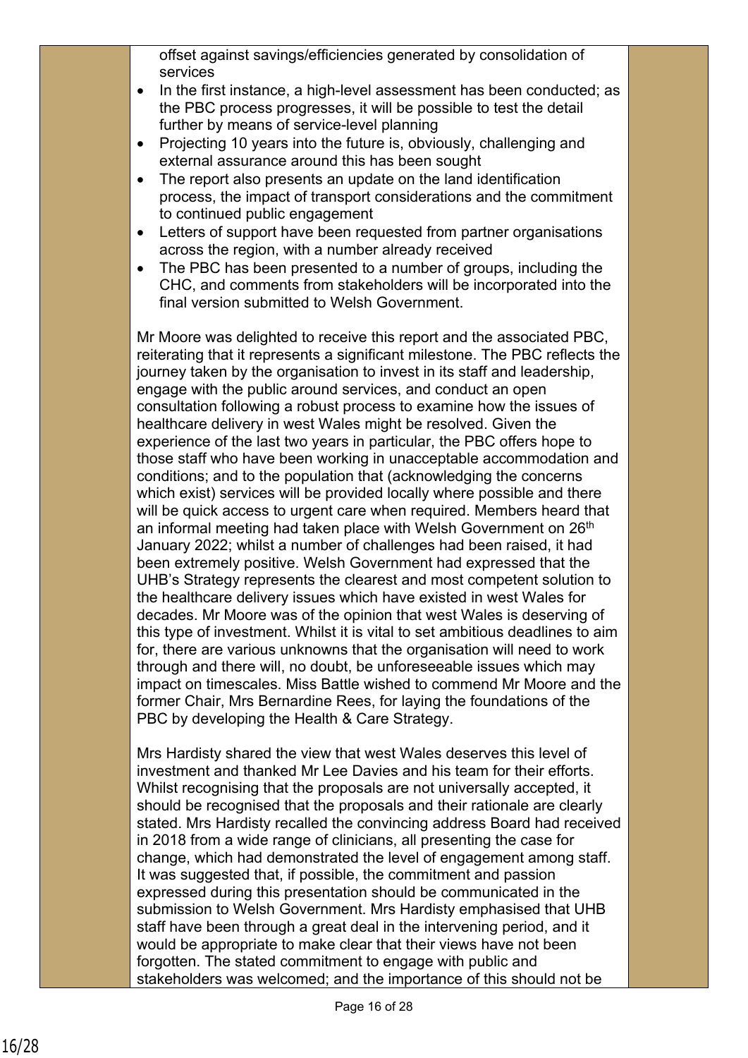offset against savings/efficiencies generated by consolidation of services

- In the first instance, a high-level assessment has been conducted; as the PBC process progresses, it will be possible to test the detail further by means of service-level planning
- Projecting 10 years into the future is, obviously, challenging and external assurance around this has been sought
- The report also presents an update on the land identification process, the impact of transport considerations and the commitment to continued public engagement
- Letters of support have been requested from partner organisations across the region, with a number already received
- The PBC has been presented to a number of groups, including the CHC, and comments from stakeholders will be incorporated into the final version submitted to Welsh Government.

Mr Moore was delighted to receive this report and the associated PBC, reiterating that it represents a significant milestone. The PBC reflects the journey taken by the organisation to invest in its staff and leadership, engage with the public around services, and conduct an open consultation following a robust process to examine how the issues of healthcare delivery in west Wales might be resolved. Given the experience of the last two years in particular, the PBC offers hope to those staff who have been working in unacceptable accommodation and conditions; and to the population that (acknowledging the concerns which exist) services will be provided locally where possible and there will be quick access to urgent care when required. Members heard that an informal meeting had taken place with Welsh Government on 26th January 2022; whilst a number of challenges had been raised, it had been extremely positive. Welsh Government had expressed that the UHB's Strategy represents the clearest and most competent solution to the healthcare delivery issues which have existed in west Wales for decades. Mr Moore was of the opinion that west Wales is deserving of this type of investment. Whilst it is vital to set ambitious deadlines to aim for, there are various unknowns that the organisation will need to work through and there will, no doubt, be unforeseeable issues which may impact on timescales. Miss Battle wished to commend Mr Moore and the former Chair, Mrs Bernardine Rees, for laying the foundations of the PBC by developing the Health & Care Strategy.

Mrs Hardisty shared the view that west Wales deserves this level of investment and thanked Mr Lee Davies and his team for their efforts. Whilst recognising that the proposals are not universally accepted, it should be recognised that the proposals and their rationale are clearly stated. Mrs Hardisty recalled the convincing address Board had received in 2018 from a wide range of clinicians, all presenting the case for change, which had demonstrated the level of engagement among staff. It was suggested that, if possible, the commitment and passion expressed during this presentation should be communicated in the submission to Welsh Government. Mrs Hardisty emphasised that UHB staff have been through a great deal in the intervening period, and it would be appropriate to make clear that their views have not been forgotten. The stated commitment to engage with public and stakeholders was welcomed; and the importance of this should not be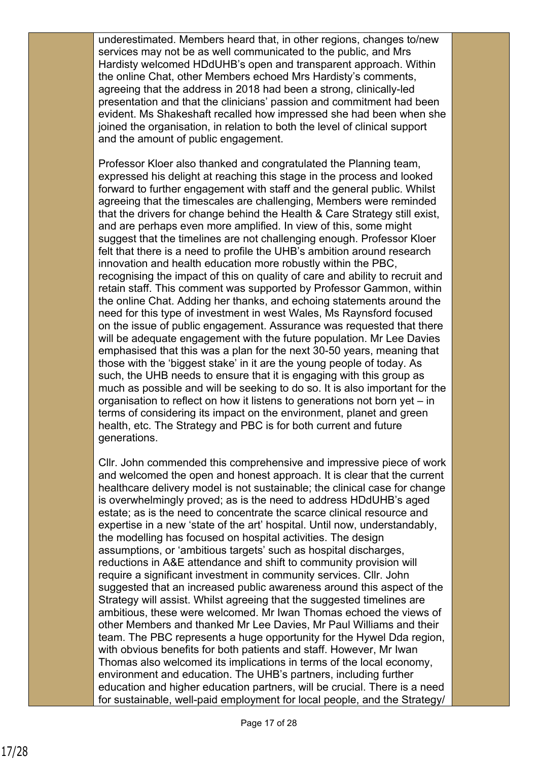underestimated. Members heard that, in other regions, changes to/new services may not be as well communicated to the public, and Mrs Hardisty welcomed HDdUHB's open and transparent approach. Within the online Chat, other Members echoed Mrs Hardisty's comments, agreeing that the address in 2018 had been a strong, clinically-led presentation and that the clinicians' passion and commitment had been evident. Ms Shakeshaft recalled how impressed she had been when she joined the organisation, in relation to both the level of clinical support and the amount of public engagement.

Professor Kloer also thanked and congratulated the Planning team, expressed his delight at reaching this stage in the process and looked forward to further engagement with staff and the general public. Whilst agreeing that the timescales are challenging, Members were reminded that the drivers for change behind the Health & Care Strategy still exist, and are perhaps even more amplified. In view of this, some might suggest that the timelines are not challenging enough. Professor Kloer felt that there is a need to profile the UHB's ambition around research innovation and health education more robustly within the PBC, recognising the impact of this on quality of care and ability to recruit and retain staff. This comment was supported by Professor Gammon, within the online Chat. Adding her thanks, and echoing statements around the need for this type of investment in west Wales, Ms Raynsford focused on the issue of public engagement. Assurance was requested that there will be adequate engagement with the future population. Mr Lee Davies emphasised that this was a plan for the next 30-50 years, meaning that those with the 'biggest stake' in it are the young people of today. As such, the UHB needs to ensure that it is engaging with this group as much as possible and will be seeking to do so. It is also important for the organisation to reflect on how it listens to generations not born yet – in terms of considering its impact on the environment, planet and green health, etc. The Strategy and PBC is for both current and future generations.

Cllr. John commended this comprehensive and impressive piece of work and welcomed the open and honest approach. It is clear that the current healthcare delivery model is not sustainable; the clinical case for change is overwhelmingly proved; as is the need to address HDdUHB's aged estate; as is the need to concentrate the scarce clinical resource and expertise in a new 'state of the art' hospital. Until now, understandably, the modelling has focused on hospital activities. The design assumptions, or 'ambitious targets' such as hospital discharges, reductions in A&E attendance and shift to community provision will require a significant investment in community services. Cllr. John suggested that an increased public awareness around this aspect of the Strategy will assist. Whilst agreeing that the suggested timelines are ambitious, these were welcomed. Mr Iwan Thomas echoed the views of other Members and thanked Mr Lee Davies, Mr Paul Williams and their team. The PBC represents a huge opportunity for the Hywel Dda region, with obvious benefits for both patients and staff. However, Mr Iwan Thomas also welcomed its implications in terms of the local economy, environment and education. The UHB's partners, including further education and higher education partners, will be crucial. There is a need for sustainable, well-paid employment for local people, and the Strategy/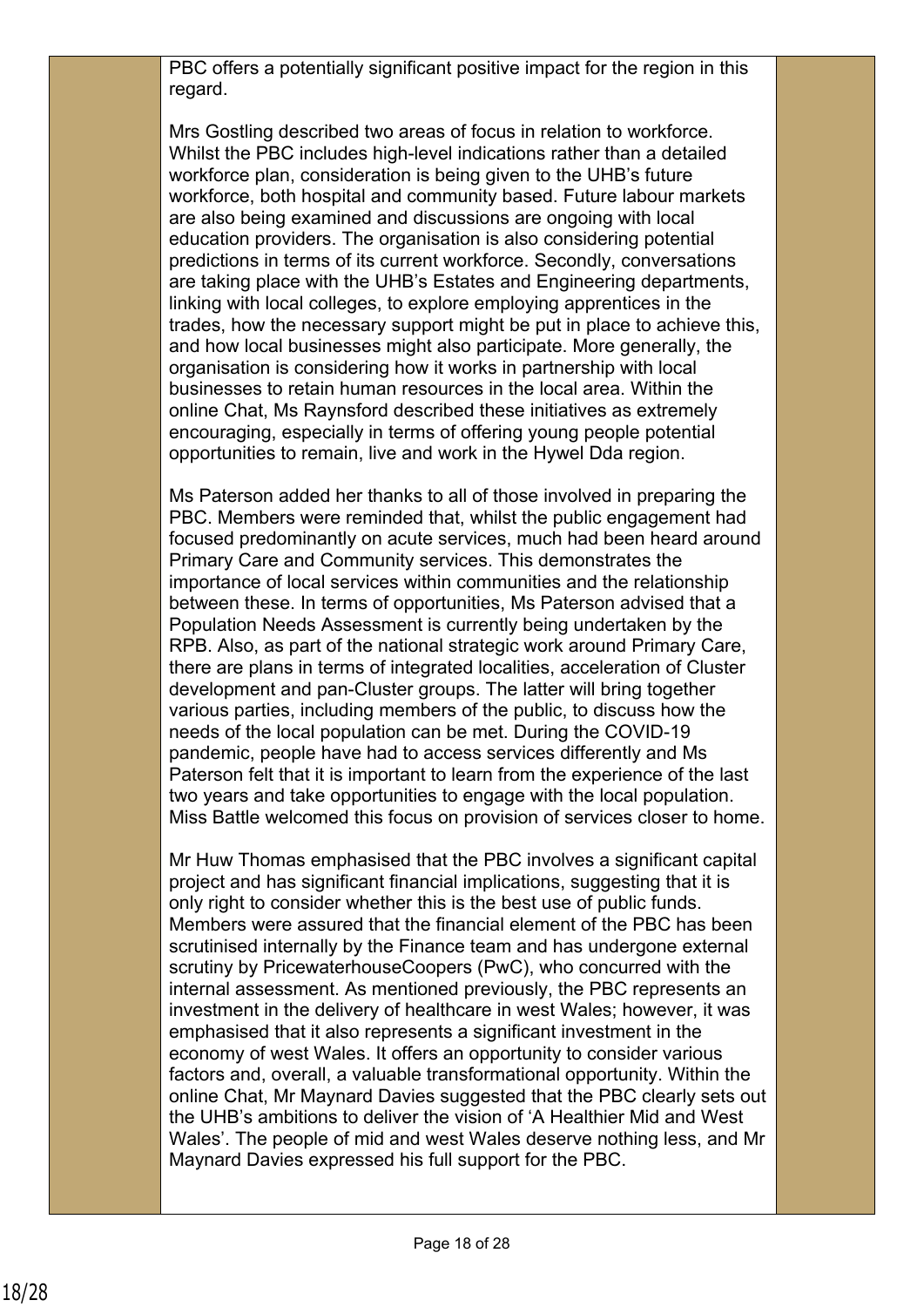PBC offers a potentially significant positive impact for the region in this regard.

Mrs Gostling described two areas of focus in relation to workforce. Whilst the PBC includes high-level indications rather than a detailed workforce plan, consideration is being given to the UHB's future workforce, both hospital and community based. Future labour markets are also being examined and discussions are ongoing with local education providers. The organisation is also considering potential predictions in terms of its current workforce. Secondly, conversations are taking place with the UHB's Estates and Engineering departments, linking with local colleges, to explore employing apprentices in the trades, how the necessary support might be put in place to achieve this, and how local businesses might also participate. More generally, the organisation is considering how it works in partnership with local businesses to retain human resources in the local area. Within the online Chat, Ms Raynsford described these initiatives as extremely encouraging, especially in terms of offering young people potential opportunities to remain, live and work in the Hywel Dda region.

Ms Paterson added her thanks to all of those involved in preparing the PBC. Members were reminded that, whilst the public engagement had focused predominantly on acute services, much had been heard around Primary Care and Community services. This demonstrates the importance of local services within communities and the relationship between these. In terms of opportunities, Ms Paterson advised that a Population Needs Assessment is currently being undertaken by the RPB. Also, as part of the national strategic work around Primary Care, there are plans in terms of integrated localities, acceleration of Cluster development and pan-Cluster groups. The latter will bring together various parties, including members of the public, to discuss how the needs of the local population can be met. During the COVID-19 pandemic, people have had to access services differently and Ms Paterson felt that it is important to learn from the experience of the last two years and take opportunities to engage with the local population. Miss Battle welcomed this focus on provision of services closer to home.

Mr Huw Thomas emphasised that the PBC involves a significant capital project and has significant financial implications, suggesting that it is only right to consider whether this is the best use of public funds. Members were assured that the financial element of the PBC has been scrutinised internally by the Finance team and has undergone external scrutiny by PricewaterhouseCoopers (PwC), who concurred with the internal assessment. As mentioned previously, the PBC represents an investment in the delivery of healthcare in west Wales; however, it was emphasised that it also represents a significant investment in the economy of west Wales. It offers an opportunity to consider various factors and, overall, a valuable transformational opportunity. Within the online Chat, Mr Maynard Davies suggested that the PBC clearly sets out the UHB's ambitions to deliver the vision of 'A Healthier Mid and West Wales'. The people of mid and west Wales deserve nothing less, and Mr Maynard Davies expressed his full support for the PBC.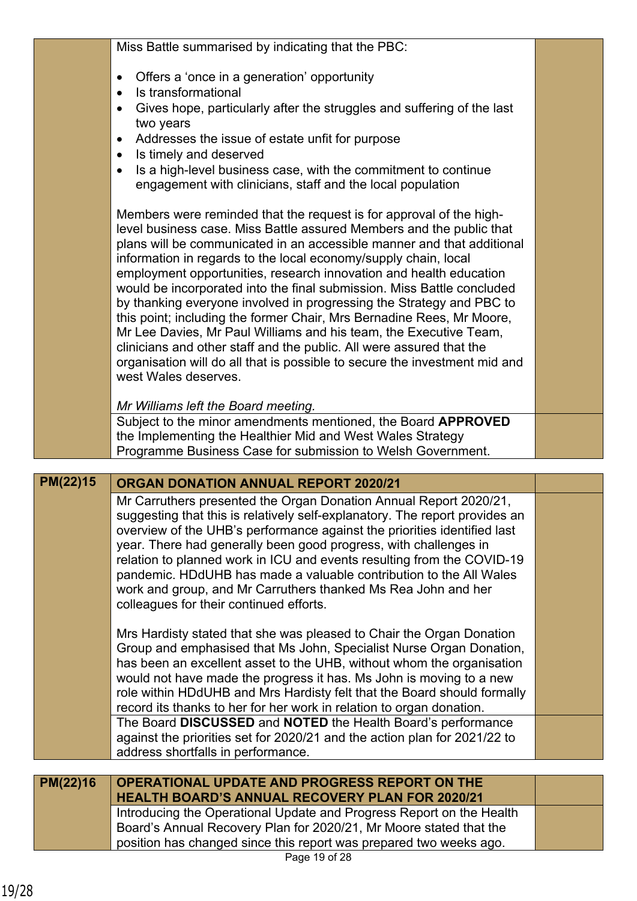| | | |
|---|---|---|
| | Miss Battle summarised by indicating that the PBC:<br><br>• Offers a 'once in a generation' opportunity<br>• Is transformational<br>• Gives hope, particularly after the struggles and suffering of the last two years<br>• Addresses the issue of estate unfit for purpose<br>• Is timely and deserved<br>• Is a high-level business case, with the commitment to continue engagement with clinicians, staff and the local population<br><br>Members were reminded that the request is for approval of the high-level business case. Miss Battle assured Members and the public that plans will be communicated in an accessible manner and that additional information in regards to the local economy/supply chain, local employment opportunities, research innovation and health education would be incorporated into the final submission. Miss Battle concluded by thanking everyone involved in progressing the Strategy and PBC to this point; including the former Chair, Mrs Bernadine Rees, Mr Moore, Mr Lee Davies, Mr Paul Williams and his team, the Executive Team, clinicians and other staff and the public. All were assured that the organisation will do all that is possible to secure the investment mid and west Wales deserves.<br><br>*Mr Williams left the Board meeting.* | |
| | Subject to the minor amendments mentioned, the Board **APPROVED** the Implementing the Healthier Mid and West Wales Strategy Programme Business Case for submission to Welsh Government. | |

| | | |
|---|---|---|
| **PM(22)15** | **ORGAN DONATION ANNUAL REPORT 2020/21** | |
| | Mr Carruthers presented the Organ Donation Annual Report 2020/21, suggesting that this is relatively self-explanatory. The report provides an overview of the UHB's performance against the priorities identified last year. There had generally been good progress, with challenges in relation to planned work in ICU and events resulting from the COVID-19 pandemic. HDdUHB has made a valuable contribution to the All Wales work and group, and Mr Carruthers thanked Ms Rea John and her colleagues for their continued efforts.<br><br>Mrs Hardisty stated that she was pleased to Chair the Organ Donation Group and emphasised that Ms John, Specialist Nurse Organ Donation, has been an excellent asset to the UHB, without whom the organisation would not have made the progress it has. Ms John is moving to a new role within HDdUHB and Mrs Hardisty felt that the Board should formally record its thanks to her for her work in relation to organ donation. | |
| | The Board **DISCUSSED** and **NOTED** the Health Board's performance against the priorities set for 2020/21 and the action plan for 2021/22 to address shortfalls in performance. | |

| | | |
|---|---|---|
| **PM(22)16** | **OPERATIONAL UPDATE AND PROGRESS REPORT ON THE HEALTH BOARD'S ANNUAL RECOVERY PLAN FOR 2020/21** | |
| | Introducing the Operational Update and Progress Report on the Health Board's Annual Recovery Plan for 2020/21, Mr Moore stated that the position has changed since this report was prepared two weeks ago. | |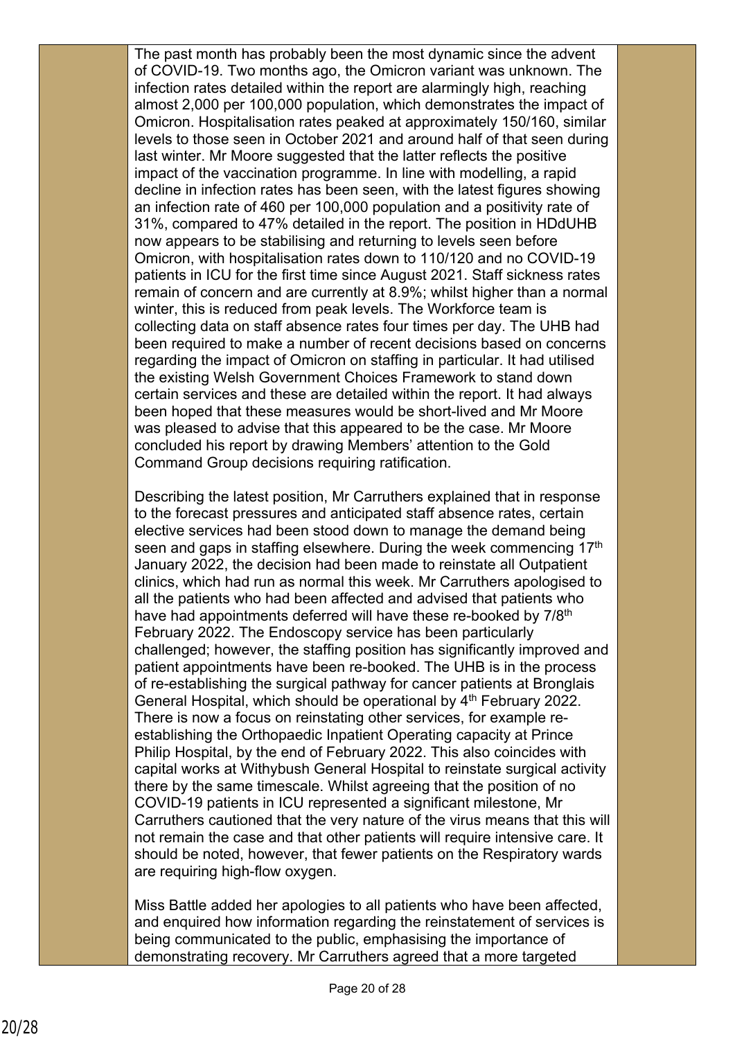The past month has probably been the most dynamic since the advent of COVID-19. Two months ago, the Omicron variant was unknown. The infection rates detailed within the report are alarmingly high, reaching almost 2,000 per 100,000 population, which demonstrates the impact of Omicron. Hospitalisation rates peaked at approximately 150/160, similar levels to those seen in October 2021 and around half of that seen during last winter. Mr Moore suggested that the latter reflects the positive impact of the vaccination programme. In line with modelling, a rapid decline in infection rates has been seen, with the latest figures showing an infection rate of 460 per 100,000 population and a positivity rate of 31%, compared to 47% detailed in the report. The position in HDdUHB now appears to be stabilising and returning to levels seen before Omicron, with hospitalisation rates down to 110/120 and no COVID-19 patients in ICU for the first time since August 2021. Staff sickness rates remain of concern and are currently at 8.9%; whilst higher than a normal winter, this is reduced from peak levels. The Workforce team is collecting data on staff absence rates four times per day. The UHB had been required to make a number of recent decisions based on concerns regarding the impact of Omicron on staffing in particular. It had utilised the existing Welsh Government Choices Framework to stand down certain services and these are detailed within the report. It had always been hoped that these measures would be short-lived and Mr Moore was pleased to advise that this appeared to be the case. Mr Moore concluded his report by drawing Members' attention to the Gold Command Group decisions requiring ratification.

Describing the latest position, Mr Carruthers explained that in response to the forecast pressures and anticipated staff absence rates, certain elective services had been stood down to manage the demand being seen and gaps in staffing elsewhere. During the week commencing 17th January 2022, the decision had been made to reinstate all Outpatient clinics, which had run as normal this week. Mr Carruthers apologised to all the patients who had been affected and advised that patients who have had appointments deferred will have these re-booked by 7/8th February 2022. The Endoscopy service has been particularly challenged; however, the staffing position has significantly improved and patient appointments have been re-booked. The UHB is in the process of re-establishing the surgical pathway for cancer patients at Bronglais General Hospital, which should be operational by 4th February 2022. There is now a focus on reinstating other services, for example re-establishing the Orthopaedic Inpatient Operating capacity at Prince Philip Hospital, by the end of February 2022. This also coincides with capital works at Withybush General Hospital to reinstate surgical activity there by the same timescale. Whilst agreeing that the position of no COVID-19 patients in ICU represented a significant milestone, Mr Carruthers cautioned that the very nature of the virus means that this will not remain the case and that other patients will require intensive care. It should be noted, however, that fewer patients on the Respiratory wards are requiring high-flow oxygen.

Miss Battle added her apologies to all patients who have been affected, and enquired how information regarding the reinstatement of services is being communicated to the public, emphasising the importance of demonstrating recovery. Mr Carruthers agreed that a more targeted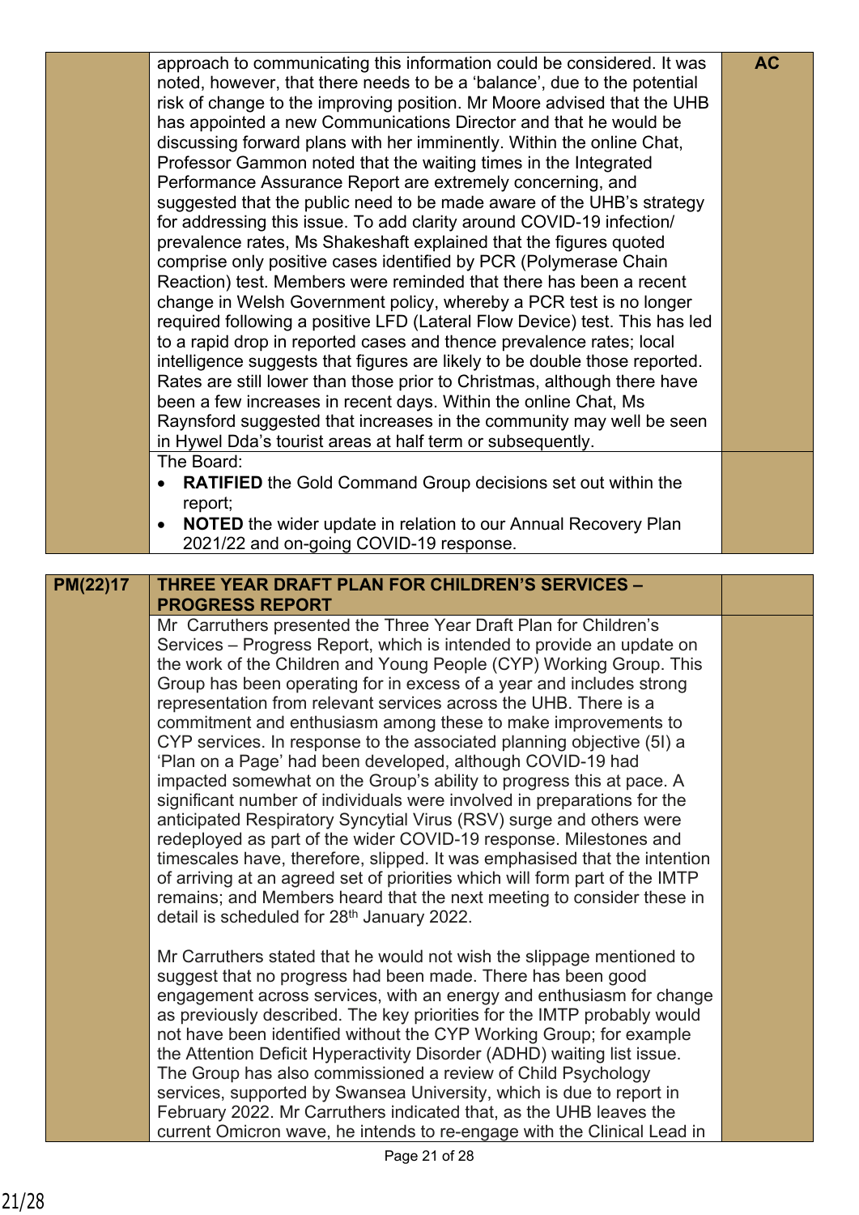| | | |
|---|---|---|
| | approach to communicating this information could be considered. It was noted, however, that there needs to be a 'balance', due to the potential risk of change to the improving position. Mr Moore advised that the UHB has appointed a new Communications Director and that he would be discussing forward plans with her imminently. Within the online Chat, Professor Gammon noted that the waiting times in the Integrated Performance Assurance Report are extremely concerning, and suggested that the public need to be made aware of the UHB's strategy for addressing this issue. To add clarity around COVID-19 infection/ prevalence rates, Ms Shakeshaft explained that the figures quoted comprise only positive cases identified by PCR (Polymerase Chain Reaction) test. Members were reminded that there has been a recent change in Welsh Government policy, whereby a PCR test is no longer required following a positive LFD (Lateral Flow Device) test. This has led to a rapid drop in reported cases and thence prevalence rates; local intelligence suggests that figures are likely to be double those reported. Rates are still lower than those prior to Christmas, although there have been a few increases in recent days. Within the online Chat, Ms Raynsford suggested that increases in the community may well be seen in Hywel Dda's tourist areas at half term or subsequently. | **AC** |
| | The Board:<br>• **RATIFIED** the Gold Command Group decisions set out within the report;<br>• **NOTED** the wider update in relation to our Annual Recovery Plan 2021/22 and on-going COVID-19 response. | |

| | | |
|---|---|---|
| **PM(22)17** | **THREE YEAR DRAFT PLAN FOR CHILDREN'S SERVICES – PROGRESS REPORT** | |
| | Mr Carruthers presented the Three Year Draft Plan for Children's Services – Progress Report, which is intended to provide an update on the work of the Children and Young People (CYP) Working Group. This Group has been operating for in excess of a year and includes strong representation from relevant services across the UHB. There is a commitment and enthusiasm among these to make improvements to CYP services. In response to the associated planning objective (5I) a 'Plan on a Page' had been developed, although COVID-19 had impacted somewhat on the Group's ability to progress this at pace. A significant number of individuals were involved in preparations for the anticipated Respiratory Syncytial Virus (RSV) surge and others were redeployed as part of the wider COVID-19 response. Milestones and timescales have, therefore, slipped. It was emphasised that the intention of arriving at an agreed set of priorities which will form part of the IMTP remains; and Members heard that the next meeting to consider these in detail is scheduled for 28th January 2022.<br><br>Mr Carruthers stated that he would not wish the slippage mentioned to suggest that no progress had been made. There has been good engagement across services, with an energy and enthusiasm for change as previously described. The key priorities for the IMTP probably would not have been identified without the CYP Working Group; for example the Attention Deficit Hyperactivity Disorder (ADHD) waiting list issue. The Group has also commissioned a review of Child Psychology services, supported by Swansea University, which is due to report in February 2022. Mr Carruthers indicated that, as the UHB leaves the current Omicron wave, he intends to re-engage with the Clinical Lead in | |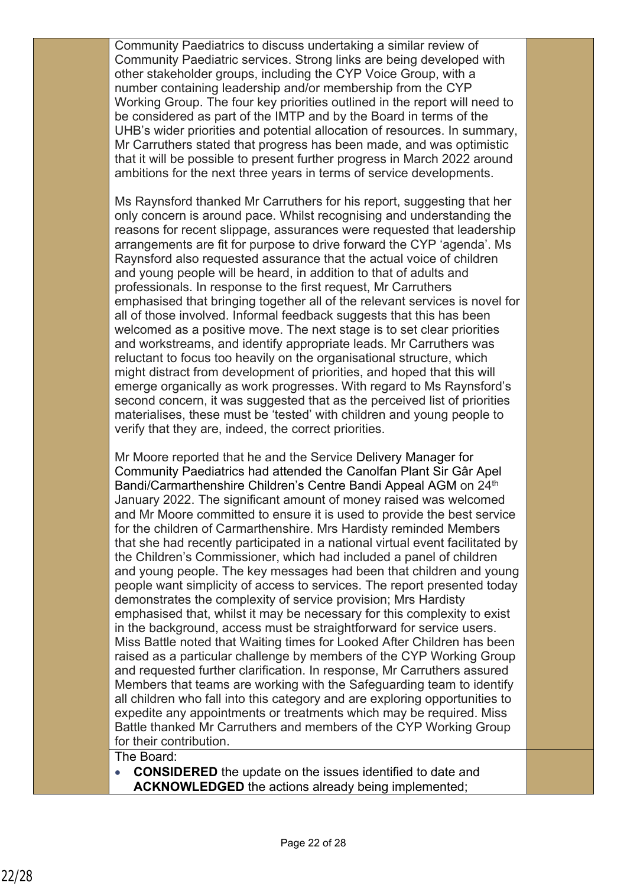Community Paediatrics to discuss undertaking a similar review of Community Paediatric services. Strong links are being developed with other stakeholder groups, including the CYP Voice Group, with a number containing leadership and/or membership from the CYP Working Group. The four key priorities outlined in the report will need to be considered as part of the IMTP and by the Board in terms of the UHB's wider priorities and potential allocation of resources. In summary, Mr Carruthers stated that progress has been made, and was optimistic that it will be possible to present further progress in March 2022 around ambitions for the next three years in terms of service developments.

Ms Raynsford thanked Mr Carruthers for his report, suggesting that her only concern is around pace. Whilst recognising and understanding the reasons for recent slippage, assurances were requested that leadership arrangements are fit for purpose to drive forward the CYP 'agenda'. Ms Raynsford also requested assurance that the actual voice of children and young people will be heard, in addition to that of adults and professionals. In response to the first request, Mr Carruthers emphasised that bringing together all of the relevant services is novel for all of those involved. Informal feedback suggests that this has been welcomed as a positive move. The next stage is to set clear priorities and workstreams, and identify appropriate leads. Mr Carruthers was reluctant to focus too heavily on the organisational structure, which might distract from development of priorities, and hoped that this will emerge organically as work progresses. With regard to Ms Raynsford's second concern, it was suggested that as the perceived list of priorities materialises, these must be 'tested' with children and young people to verify that they are, indeed, the correct priorities.

Mr Moore reported that he and the Service Delivery Manager for Community Paediatrics had attended the Canolfan Plant Sir Gâr Apel Bandi/Carmarthenshire Children's Centre Bandi Appeal AGM on 24th January 2022. The significant amount of money raised was welcomed and Mr Moore committed to ensure it is used to provide the best service for the children of Carmarthenshire. Mrs Hardisty reminded Members that she had recently participated in a national virtual event facilitated by the Children's Commissioner, which had included a panel of children and young people. The key messages had been that children and young people want simplicity of access to services. The report presented today demonstrates the complexity of service provision; Mrs Hardisty emphasised that, whilst it may be necessary for this complexity to exist in the background, access must be straightforward for service users. Miss Battle noted that Waiting times for Looked After Children has been raised as a particular challenge by members of the CYP Working Group and requested further clarification. In response, Mr Carruthers assured Members that teams are working with the Safeguarding team to identify all children who fall into this category and are exploring opportunities to expedite any appointments or treatments which may be required. Miss Battle thanked Mr Carruthers and members of the CYP Working Group for their contribution.

The Board:

- **CONSIDERED** the update on the issues identified to date and **ACKNOWLEDGED** the actions already being implemented;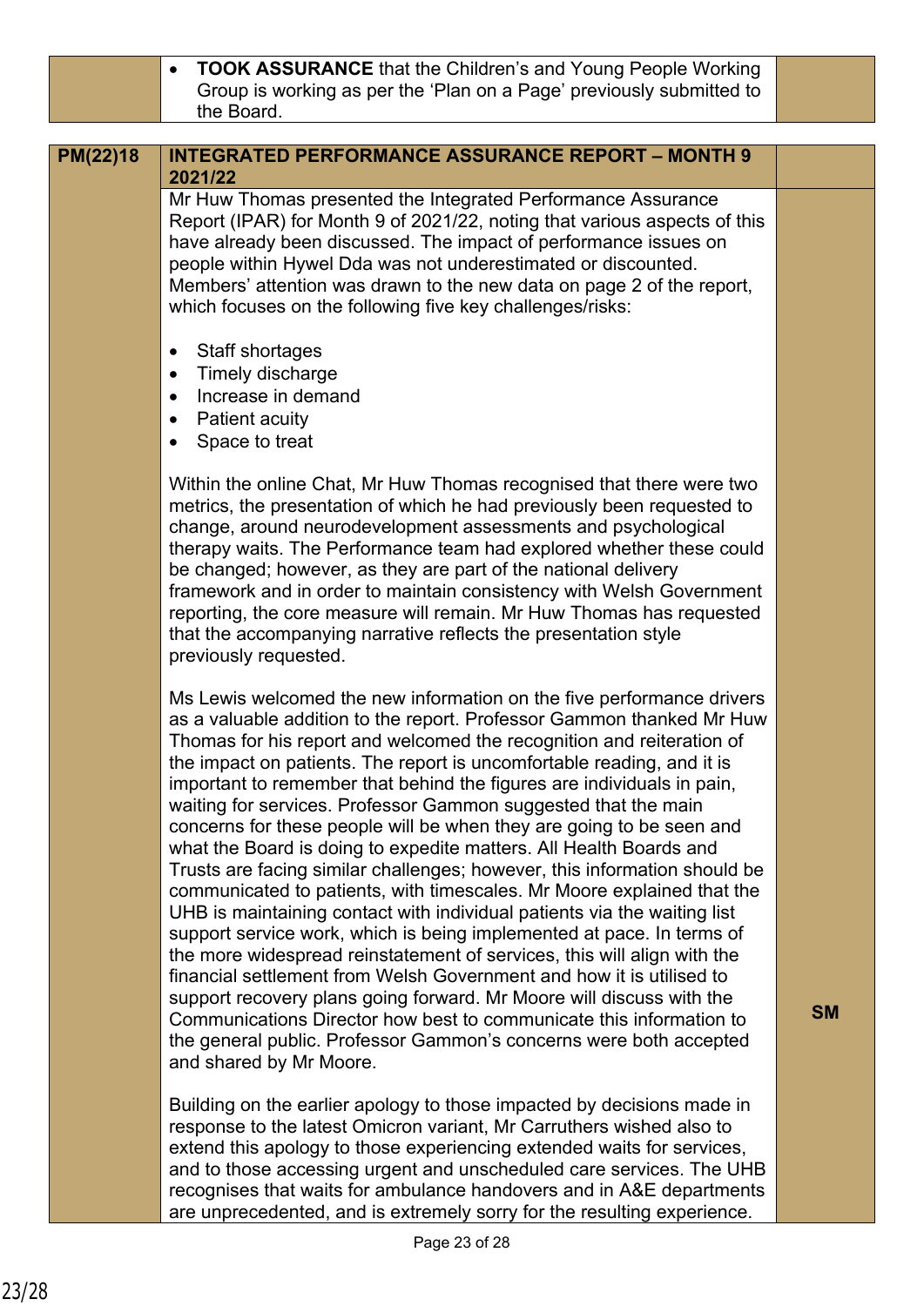| | | |
|---|---|---|
| | • **TOOK ASSURANCE** that the Children's and Young People Working Group is working as per the 'Plan on a Page' previously submitted to the Board. | |

| PM(22)18 | INTEGRATED PERFORMANCE ASSURANCE REPORT – MONTH 9 2021/22 | |
|---|---|---|
| | Mr Huw Thomas presented the Integrated Performance Assurance Report (IPAR) for Month 9 of 2021/22, noting that various aspects of this have already been discussed. The impact of performance issues on people within Hywel Dda was not underestimated or discounted. Members' attention was drawn to the new data on page 2 of the report, which focuses on the following five key challenges/risks:<br><br>• Staff shortages<br>• Timely discharge<br>• Increase in demand<br>• Patient acuity<br>• Space to treat<br><br>Within the online Chat, Mr Huw Thomas recognised that there were two metrics, the presentation of which he had previously been requested to change, around neurodevelopment assessments and psychological therapy waits. The Performance team had explored whether these could be changed; however, as they are part of the national delivery framework and in order to maintain consistency with Welsh Government reporting, the core measure will remain. Mr Huw Thomas has requested that the accompanying narrative reflects the presentation style previously requested.<br><br>Ms Lewis welcomed the new information on the five performance drivers as a valuable addition to the report. Professor Gammon thanked Mr Huw Thomas for his report and welcomed the recognition and reiteration of the impact on patients. The report is uncomfortable reading, and it is important to remember that behind the figures are individuals in pain, waiting for services. Professor Gammon suggested that the main concerns for these people will be when they are going to be seen and what the Board is doing to expedite matters. All Health Boards and Trusts are facing similar challenges; however, this information should be communicated to patients, with timescales. Mr Moore explained that the UHB is maintaining contact with individual patients via the waiting list support service work, which is being implemented at pace. In terms of the more widespread reinstatement of services, this will align with the financial settlement from Welsh Government and how it is utilised to support recovery plans going forward. Mr Moore will discuss with the Communications Director how best to communicate this information to the general public. Professor Gammon's concerns were both accepted and shared by Mr Moore.<br><br>Building on the earlier apology to those impacted by decisions made in response to the latest Omicron variant, Mr Carruthers wished also to extend this apology to those experiencing extended waits for services, and to those accessing urgent and unscheduled care services. The UHB recognises that waits for ambulance handovers and in A&E departments are unprecedented, and is extremely sorry for the resulting experience. | SM |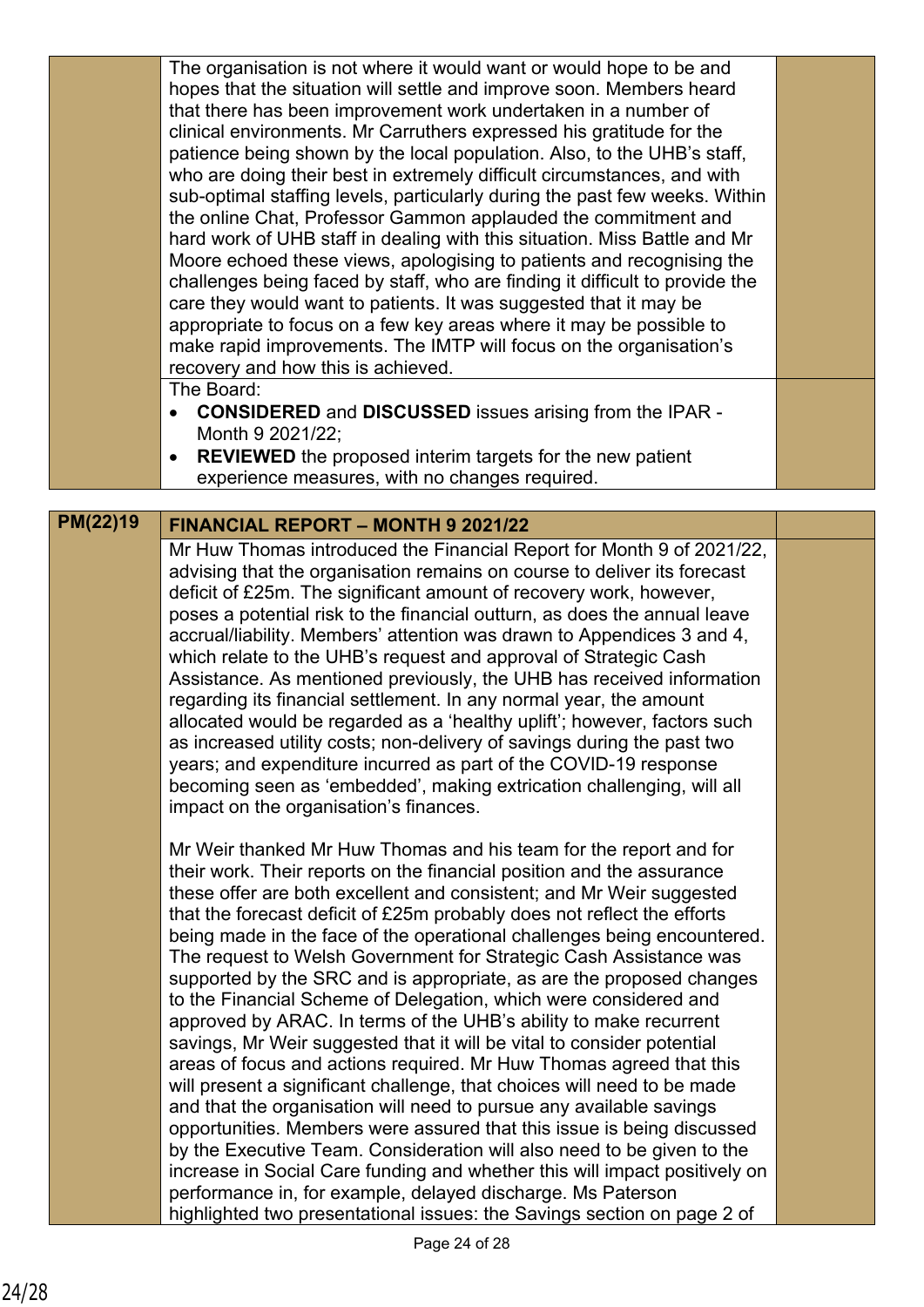| | | |
|---|---|---|
| | The organisation is not where it would want or would hope to be and hopes that the situation will settle and improve soon. Members heard that there has been improvement work undertaken in a number of clinical environments. Mr Carruthers expressed his gratitude for the patience being shown by the local population. Also, to the UHB's staff, who are doing their best in extremely difficult circumstances, and with sub-optimal staffing levels, particularly during the past few weeks. Within the online Chat, Professor Gammon applauded the commitment and hard work of UHB staff in dealing with this situation. Miss Battle and Mr Moore echoed these views, apologising to patients and recognising the challenges being faced by staff, who are finding it difficult to provide the care they would want to patients. It was suggested that it may be appropriate to focus on a few key areas where it may be possible to make rapid improvements. The IMTP will focus on the organisation's recovery and how this is achieved. | |
| | The Board:<br>• **CONSIDERED** and **DISCUSSED** issues arising from the IPAR - Month 9 2021/22;<br>• **REVIEWED** the proposed interim targets for the new patient experience measures, with no changes required. | |

| **PM(22)19** | **FINANCIAL REPORT – MONTH 9 2021/22** | |
|---|---|---|
| | Mr Huw Thomas introduced the Financial Report for Month 9 of 2021/22, advising that the organisation remains on course to deliver its forecast deficit of £25m. The significant amount of recovery work, however, poses a potential risk to the financial outturn, as does the annual leave accrual/liability. Members' attention was drawn to Appendices 3 and 4, which relate to the UHB's request and approval of Strategic Cash Assistance. As mentioned previously, the UHB has received information regarding its financial settlement. In any normal year, the amount allocated would be regarded as a 'healthy uplift'; however, factors such as increased utility costs; non-delivery of savings during the past two years; and expenditure incurred as part of the COVID-19 response becoming seen as 'embedded', making extrication challenging, will all impact on the organisation's finances.<br><br>Mr Weir thanked Mr Huw Thomas and his team for the report and for their work. Their reports on the financial position and the assurance these offer are both excellent and consistent; and Mr Weir suggested that the forecast deficit of £25m probably does not reflect the efforts being made in the face of the operational challenges being encountered. The request to Welsh Government for Strategic Cash Assistance was supported by the SRC and is appropriate, as are the proposed changes to the Financial Scheme of Delegation, which were considered and approved by ARAC. In terms of the UHB's ability to make recurrent savings, Mr Weir suggested that it will be vital to consider potential areas of focus and actions required. Mr Huw Thomas agreed that this will present a significant challenge, that choices will need to be made and that the organisation will need to pursue any available savings opportunities. Members were assured that this issue is being discussed by the Executive Team. Consideration will also need to be given to the increase in Social Care funding and whether this will impact positively on performance in, for example, delayed discharge. Ms Paterson highlighted two presentational issues: the Savings section on page 2 of | |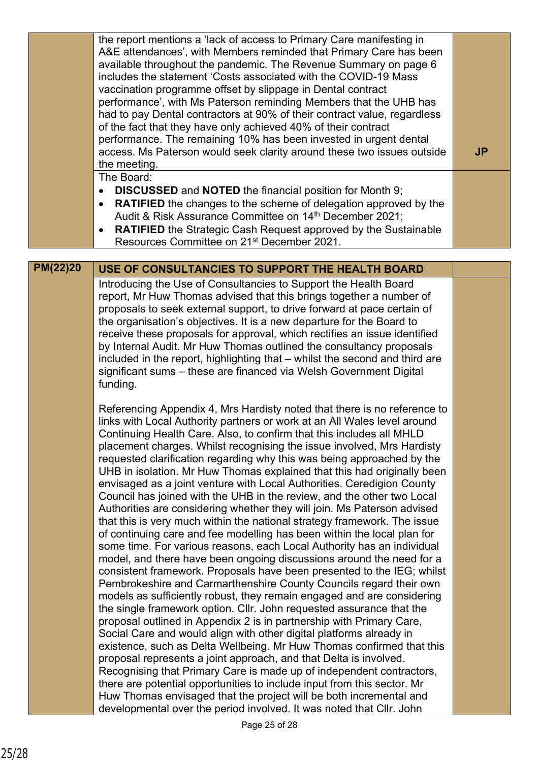| | | |
|---|---|---|
| | the report mentions a 'lack of access to Primary Care manifesting in A&E attendances', with Members reminded that Primary Care has been available throughout the pandemic. The Revenue Summary on page 6 includes the statement 'Costs associated with the COVID-19 Mass vaccination programme offset by slippage in Dental contract performance', with Ms Paterson reminding Members that the UHB has had to pay Dental contractors at 90% of their contract value, regardless of the fact that they have only achieved 40% of their contract performance. The remaining 10% has been invested in urgent dental access. Ms Paterson would seek clarity around these two issues outside the meeting. | **JP** |
| | The Board:<br>• **DISCUSSED** and **NOTED** the financial position for Month 9;<br>• **RATIFIED** the changes to the scheme of delegation approved by the Audit & Risk Assurance Committee on 14th December 2021;<br>• **RATIFIED** the Strategic Cash Request approved by the Sustainable Resources Committee on 21st December 2021. | |

| | | |
|---|---|---|
| **PM(22)20** | **USE OF CONSULTANCIES TO SUPPORT THE HEALTH BOARD** | |
| | Introducing the Use of Consultancies to Support the Health Board report, Mr Huw Thomas advised that this brings together a number of proposals to seek external support, to drive forward at pace certain of the organisation's objectives. It is a new departure for the Board to receive these proposals for approval, which rectifies an issue identified by Internal Audit. Mr Huw Thomas outlined the consultancy proposals included in the report, highlighting that – whilst the second and third are significant sums – these are financed via Welsh Government Digital funding.<br><br>Referencing Appendix 4, Mrs Hardisty noted that there is no reference to links with Local Authority partners or work at an All Wales level around Continuing Health Care. Also, to confirm that this includes all MHLD placement charges. Whilst recognising the issue involved, Mrs Hardisty requested clarification regarding why this was being approached by the UHB in isolation. Mr Huw Thomas explained that this had originally been envisaged as a joint venture with Local Authorities. Ceredigion County Council has joined with the UHB in the review, and the other two Local Authorities are considering whether they will join. Ms Paterson advised that this is very much within the national strategy framework. The issue of continuing care and fee modelling has been within the local plan for some time. For various reasons, each Local Authority has an individual model, and there have been ongoing discussions around the need for a consistent framework. Proposals have been presented to the IEG; whilst Pembrokeshire and Carmarthenshire County Councils regard their own models as sufficiently robust, they remain engaged and are considering the single framework option. Cllr. John requested assurance that the proposal outlined in Appendix 2 is in partnership with Primary Care, Social Care and would align with other digital platforms already in existence, such as Delta Wellbeing. Mr Huw Thomas confirmed that this proposal represents a joint approach, and that Delta is involved. Recognising that Primary Care is made up of independent contractors, there are potential opportunities to include input from this sector. Mr Huw Thomas envisaged that the project will be both incremental and developmental over the period involved. It was noted that Cllr. John | |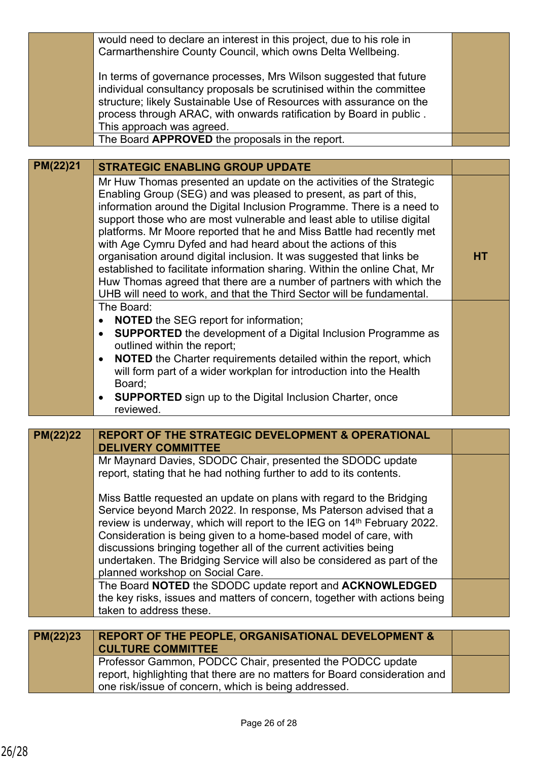| | | |
|---|---|---|
| | would need to declare an interest in this project, due to his role in Carmarthenshire County Council, which owns Delta Wellbeing.<br><br>In terms of governance processes, Mrs Wilson suggested that future individual consultancy proposals be scrutinised within the committee structure; likely Sustainable Use of Resources with assurance on the process through ARAC, with onwards ratification by Board in public . This approach was agreed. | |
| | The Board **APPROVED** the proposals in the report. | |

| | | |
|---|---|---|
| **PM(22)21** | **STRATEGIC ENABLING GROUP UPDATE** | |
| | Mr Huw Thomas presented an update on the activities of the Strategic Enabling Group (SEG) and was pleased to present, as part of this, information around the Digital Inclusion Programme. There is a need to support those who are most vulnerable and least able to utilise digital platforms. Mr Moore reported that he and Miss Battle had recently met with Age Cymru Dyfed and had heard about the actions of this organisation around digital inclusion. It was suggested that links be established to facilitate information sharing. Within the online Chat, Mr Huw Thomas agreed that there are a number of partners with which the UHB will need to work, and that the Third Sector will be fundamental. | **HT** |
| | The Board:<br>• **NOTED** the SEG report for information;<br>• **SUPPORTED** the development of a Digital Inclusion Programme as outlined within the report;<br>• **NOTED** the Charter requirements detailed within the report, which will form part of a wider workplan for introduction into the Health Board;<br>• **SUPPORTED** sign up to the Digital Inclusion Charter, once reviewed. | |

| | | |
|---|---|---|
| **PM(22)22** | **REPORT OF THE STRATEGIC DEVELOPMENT & OPERATIONAL DELIVERY COMMITTEE** | |
| | Mr Maynard Davies, SDODC Chair, presented the SDODC update report, stating that he had nothing further to add to its contents.<br><br>Miss Battle requested an update on plans with regard to the Bridging Service beyond March 2022. In response, Ms Paterson advised that a review is underway, which will report to the IEG on 14th February 2022. Consideration is being given to a home-based model of care, with discussions bringing together all of the current activities being undertaken. The Bridging Service will also be considered as part of the planned workshop on Social Care. | |
| | The Board **NOTED** the SDODC update report and **ACKNOWLEDGED** the key risks, issues and matters of concern, together with actions being taken to address these. | |

| | | |
|---|---|---|
| **PM(22)23** | **REPORT OF THE PEOPLE, ORGANISATIONAL DEVELOPMENT & CULTURE COMMITTEE** | |
| | Professor Gammon, PODCC Chair, presented the PODCC update report, highlighting that there are no matters for Board consideration and one risk/issue of concern, which is being addressed. | |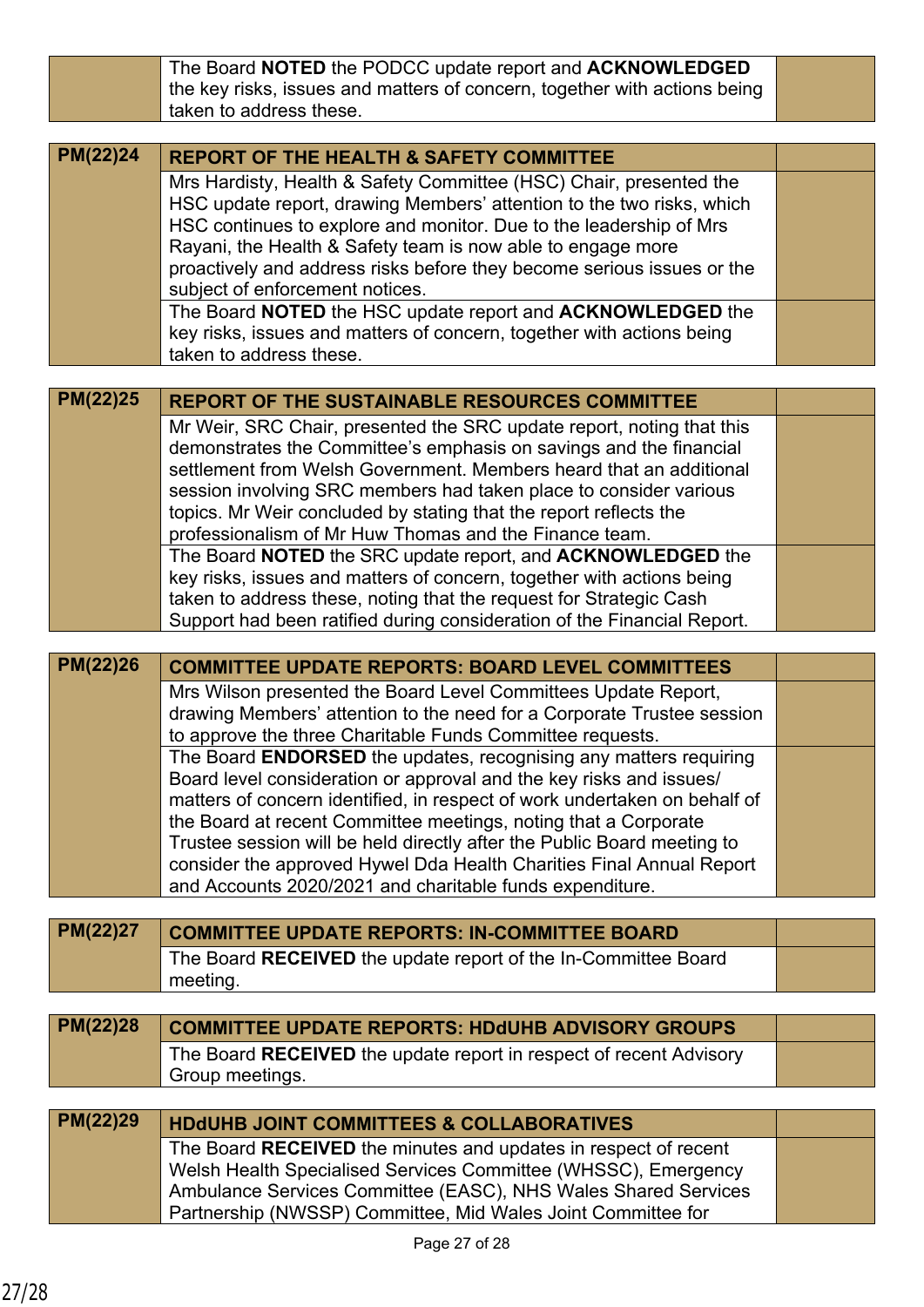| | | |
|---|---|---|
| | The Board **NOTED** the PODCC update report and **ACKNOWLEDGED** the key risks, issues and matters of concern, together with actions being taken to address these. | |

| | | |
|---|---|---|
| **PM(22)24** | **REPORT OF THE HEALTH & SAFETY COMMITTEE** | |
| | Mrs Hardisty, Health & Safety Committee (HSC) Chair, presented the HSC update report, drawing Members' attention to the two risks, which HSC continues to explore and monitor. Due to the leadership of Mrs Rayani, the Health & Safety team is now able to engage more proactively and address risks before they become serious issues or the subject of enforcement notices. | |
| | The Board **NOTED** the HSC update report and **ACKNOWLEDGED** the key risks, issues and matters of concern, together with actions being taken to address these. | |

| | | |
|---|---|---|
| **PM(22)25** | **REPORT OF THE SUSTAINABLE RESOURCES COMMITTEE** | |
| | Mr Weir, SRC Chair, presented the SRC update report, noting that this demonstrates the Committee's emphasis on savings and the financial settlement from Welsh Government. Members heard that an additional session involving SRC members had taken place to consider various topics. Mr Weir concluded by stating that the report reflects the professionalism of Mr Huw Thomas and the Finance team. | |
| | The Board **NOTED** the SRC update report, and **ACKNOWLEDGED** the key risks, issues and matters of concern, together with actions being taken to address these, noting that the request for Strategic Cash Support had been ratified during consideration of the Financial Report. | |

| | | |
|---|---|---|
| **PM(22)26** | **COMMITTEE UPDATE REPORTS: BOARD LEVEL COMMITTEES** | |
| | Mrs Wilson presented the Board Level Committees Update Report, drawing Members' attention to the need for a Corporate Trustee session to approve the three Charitable Funds Committee requests. | |
| | The Board **ENDORSED** the updates, recognising any matters requiring Board level consideration or approval and the key risks and issues/ matters of concern identified, in respect of work undertaken on behalf of the Board at recent Committee meetings, noting that a Corporate Trustee session will be held directly after the Public Board meeting to consider the approved Hywel Dda Health Charities Final Annual Report and Accounts 2020/2021 and charitable funds expenditure. | |

| | | |
|---|---|---|
| **PM(22)27** | **COMMITTEE UPDATE REPORTS: IN-COMMITTEE BOARD** | |
| | The Board **RECEIVED** the update report of the In-Committee Board meeting. | |

| | | |
|---|---|---|
| **PM(22)28** | **COMMITTEE UPDATE REPORTS: HDdUHB ADVISORY GROUPS** | |
| | The Board **RECEIVED** the update report in respect of recent Advisory Group meetings. | |

| | | |
|---|---|---|
| **PM(22)29** | **HDdUHB JOINT COMMITTEES & COLLABORATIVES** | |
| | The Board **RECEIVED** the minutes and updates in respect of recent Welsh Health Specialised Services Committee (WHSSC), Emergency Ambulance Services Committee (EASC), NHS Wales Shared Services Partnership (NWSSP) Committee, Mid Wales Joint Committee for | |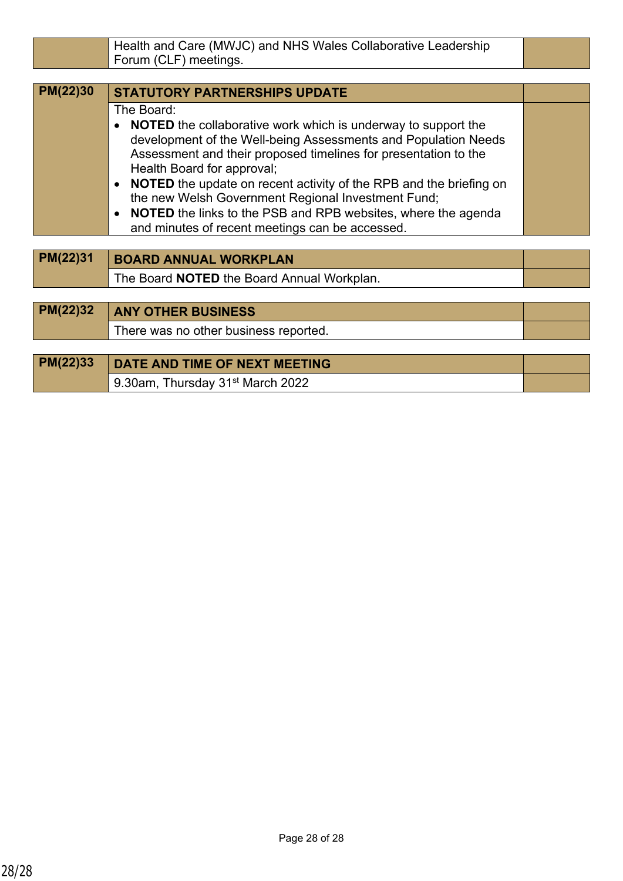| | | |
|---|---|---|
| | Health and Care (MWJC) and NHS Wales Collaborative Leadership Forum (CLF) meetings. | |

| | | |
|---|---|---|
| **PM(22)30** | **STATUTORY PARTNERSHIPS UPDATE** | |
| | The Board:<br>• **NOTED** the collaborative work which is underway to support the development of the Well-being Assessments and Population Needs Assessment and their proposed timelines for presentation to the Health Board for approval;<br>• **NOTED** the update on recent activity of the RPB and the briefing on the new Welsh Government Regional Investment Fund;<br>• **NOTED** the links to the PSB and RPB websites, where the agenda and minutes of recent meetings can be accessed. | |

| | | |
|---|---|---|
| **PM(22)31** | **BOARD ANNUAL WORKPLAN** | |
| | The Board **NOTED** the Board Annual Workplan. | |

| | | |
|---|---|---|
| **PM(22)32** | **ANY OTHER BUSINESS** | |
| | There was no other business reported. | |

| | | |
|---|---|---|
| **PM(22)33** | **DATE AND TIME OF NEXT MEETING** | |
| | 9.30am, Thursday 31st March 2022 | |